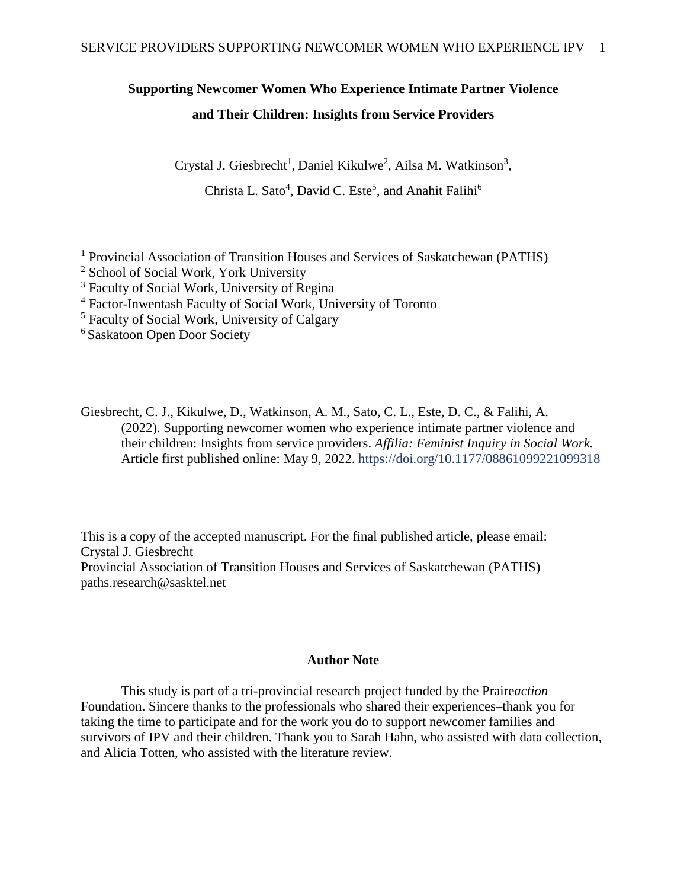# Supporting Newcomer Women Who Experience Intimate Partner Violence and Their Children: Insights from Service Providers

Crystal J. Giesbrecht[1], Daniel Kikulwe[2], Ailsa M. Watkinson[3], Christa L. Sato[4], David C. Este[5], and Anahit Falihi[6]

[1] Provincial Association of Transition Houses and Services of Saskatchewan (PATHS)
[2] School of Social Work, York University
[3] Faculty of Social Work, University of Regina
[4] Factor-Inwentash Faculty of Social Work, University of Toronto
[5] Faculty of Social Work, University of Calgary
[6] Saskatoon Open Door Society

Giesbrecht, C. J., Kikulwe, D., Watkinson, A. M., Sato, C. L., Este, D. C., & Falihi, A. (2022). Supporting newcomer women who experience intimate partner violence and their children: Insights from service providers. *Affilia: Feminist Inquiry in Social Work.* Article first published online: May 9, 2022. https://doi.org/10.1177/08861099221099318

This is a copy of the accepted manuscript. For the final published article, please email:
Crystal J. Giesbrecht
Provincial Association of Transition Houses and Services of Saskatchewan (PATHS)
paths.research@sasktel.net

## Author Note

This study is part of a tri-provincial research project funded by the Praire*action* Foundation. Sincere thanks to the professionals who shared their experiences–thank you for taking the time to participate and for the work you do to support newcomer families and survivors of IPV and their children. Thank you to Sarah Hahn, who assisted with data collection, and Alicia Totten, who assisted with the literature review.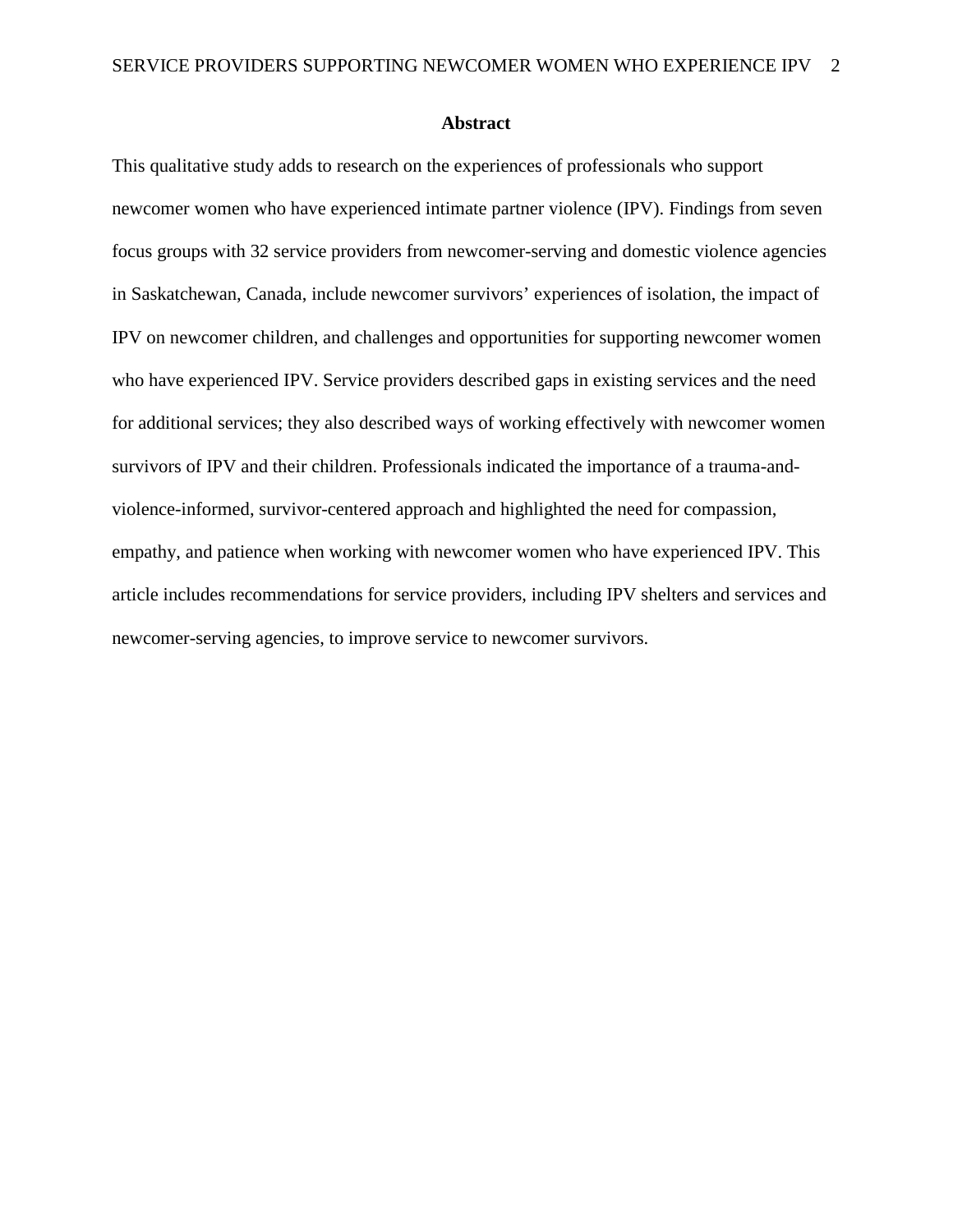## Abstract

This qualitative study adds to research on the experiences of professionals who support newcomer women who have experienced intimate partner violence (IPV). Findings from seven focus groups with 32 service providers from newcomer-serving and domestic violence agencies in Saskatchewan, Canada, include newcomer survivors' experiences of isolation, the impact of IPV on newcomer children, and challenges and opportunities for supporting newcomer women who have experienced IPV. Service providers described gaps in existing services and the need for additional services; they also described ways of working effectively with newcomer women survivors of IPV and their children. Professionals indicated the importance of a trauma-and-violence-informed, survivor-centered approach and highlighted the need for compassion, empathy, and patience when working with newcomer women who have experienced IPV. This article includes recommendations for service providers, including IPV shelters and services and newcomer-serving agencies, to improve service to newcomer survivors.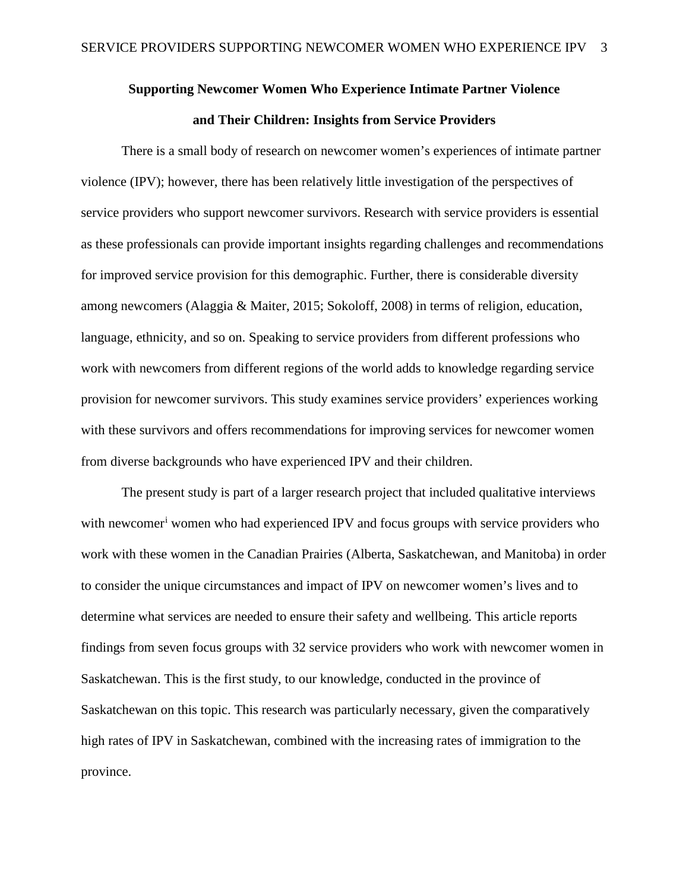**Supporting Newcomer Women Who Experience Intimate Partner Violence and Their Children: Insights from Service Providers**

There is a small body of research on newcomer women's experiences of intimate partner violence (IPV); however, there has been relatively little investigation of the perspectives of service providers who support newcomer survivors. Research with service providers is essential as these professionals can provide important insights regarding challenges and recommendations for improved service provision for this demographic. Further, there is considerable diversity among newcomers (Alaggia & Maiter, 2015; Sokoloff, 2008) in terms of religion, education, language, ethnicity, and so on. Speaking to service providers from different professions who work with newcomers from different regions of the world adds to knowledge regarding service provision for newcomer survivors. This study examines service providers' experiences working with these survivors and offers recommendations for improving services for newcomer women from diverse backgrounds who have experienced IPV and their children.

The present study is part of a larger research project that included qualitative interviews with newcomer[i] women who had experienced IPV and focus groups with service providers who work with these women in the Canadian Prairies (Alberta, Saskatchewan, and Manitoba) in order to consider the unique circumstances and impact of IPV on newcomer women's lives and to determine what services are needed to ensure their safety and wellbeing. This article reports findings from seven focus groups with 32 service providers who work with newcomer women in Saskatchewan. This is the first study, to our knowledge, conducted in the province of Saskatchewan on this topic. This research was particularly necessary, given the comparatively high rates of IPV in Saskatchewan, combined with the increasing rates of immigration to the province.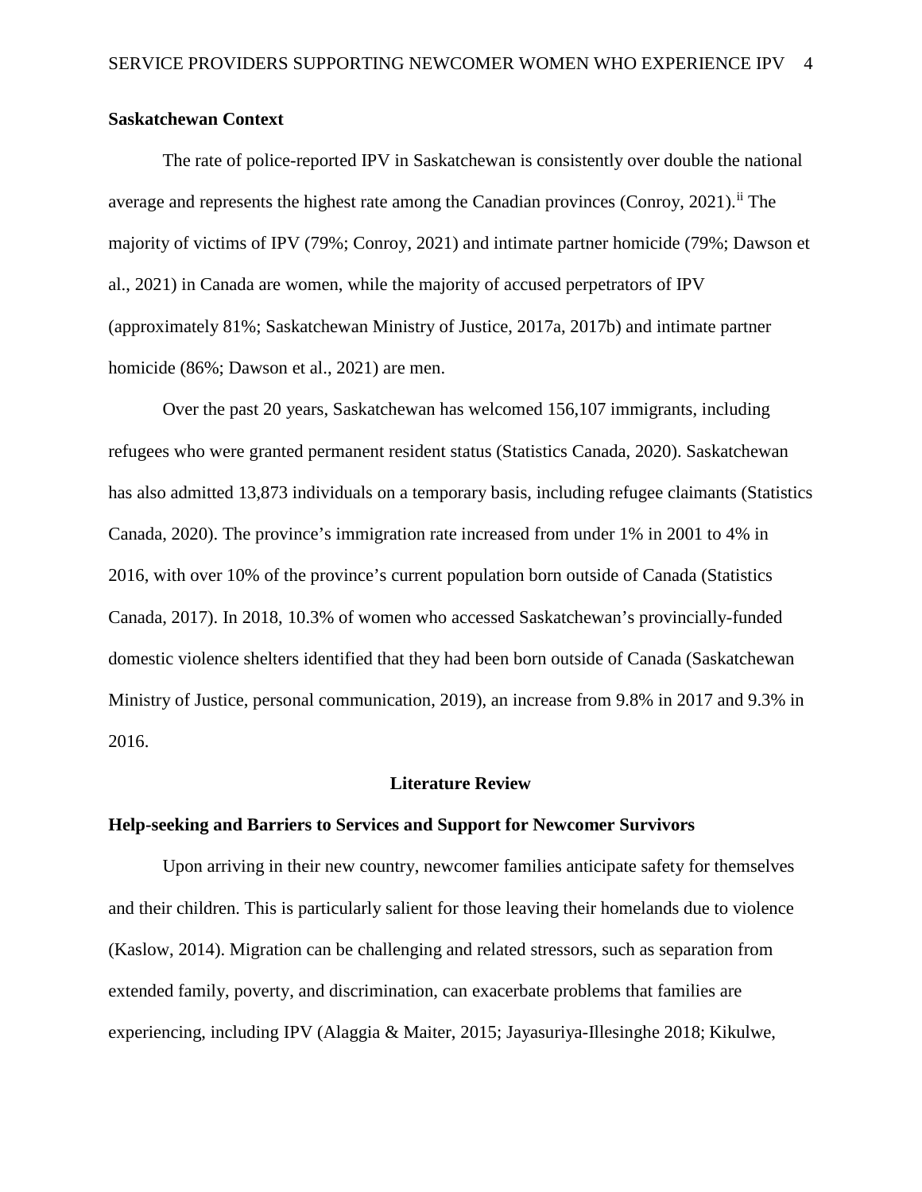## Saskatchewan Context

The rate of police-reported IPV in Saskatchewan is consistently over double the national average and represents the highest rate among the Canadian provinces (Conroy, 2021).[ii] The majority of victims of IPV (79%; Conroy, 2021) and intimate partner homicide (79%; Dawson et al., 2021) in Canada are women, while the majority of accused perpetrators of IPV (approximately 81%; Saskatchewan Ministry of Justice, 2017a, 2017b) and intimate partner homicide (86%; Dawson et al., 2021) are men.

Over the past 20 years, Saskatchewan has welcomed 156,107 immigrants, including refugees who were granted permanent resident status (Statistics Canada, 2020). Saskatchewan has also admitted 13,873 individuals on a temporary basis, including refugee claimants (Statistics Canada, 2020). The province's immigration rate increased from under 1% in 2001 to 4% in 2016, with over 10% of the province's current population born outside of Canada (Statistics Canada, 2017). In 2018, 10.3% of women who accessed Saskatchewan's provincially-funded domestic violence shelters identified that they had been born outside of Canada (Saskatchewan Ministry of Justice, personal communication, 2019), an increase from 9.8% in 2017 and 9.3% in 2016.

# Literature Review

## Help-seeking and Barriers to Services and Support for Newcomer Survivors

Upon arriving in their new country, newcomer families anticipate safety for themselves and their children. This is particularly salient for those leaving their homelands due to violence (Kaslow, 2014). Migration can be challenging and related stressors, such as separation from extended family, poverty, and discrimination, can exacerbate problems that families are experiencing, including IPV (Alaggia & Maiter, 2015; Jayasuriya-Illesinghe 2018; Kikulwe,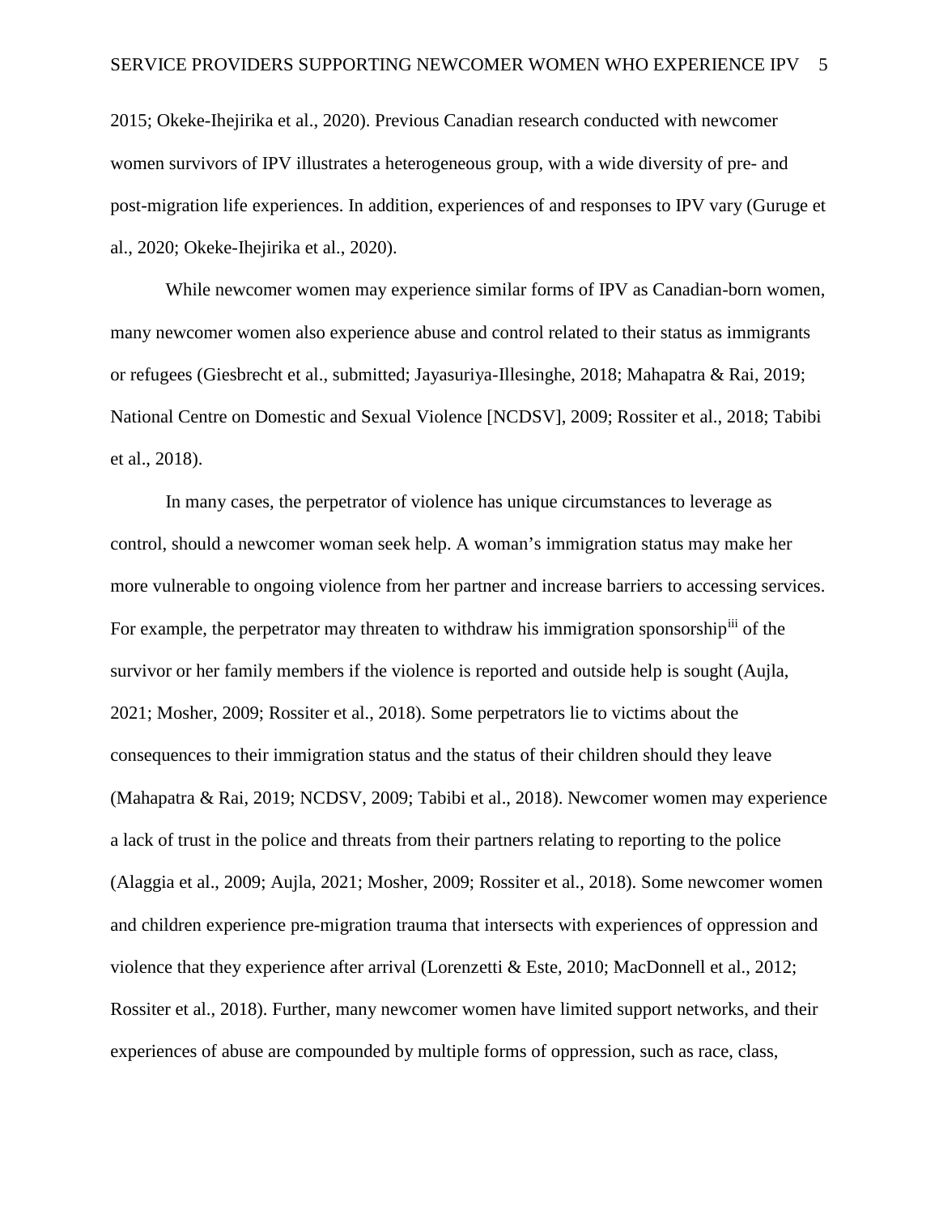2015; Okeke-Ihejirika et al., 2020). Previous Canadian research conducted with newcomer women survivors of IPV illustrates a heterogeneous group, with a wide diversity of pre- and post-migration life experiences. In addition, experiences of and responses to IPV vary (Guruge et al., 2020; Okeke-Ihejirika et al., 2020).

While newcomer women may experience similar forms of IPV as Canadian-born women, many newcomer women also experience abuse and control related to their status as immigrants or refugees (Giesbrecht et al., submitted; Jayasuriya-Illesinghe, 2018; Mahapatra & Rai, 2019; National Centre on Domestic and Sexual Violence [NCDSV], 2009; Rossiter et al., 2018; Tabibi et al., 2018).

In many cases, the perpetrator of violence has unique circumstances to leverage as control, should a newcomer woman seek help. A woman's immigration status may make her more vulnerable to ongoing violence from her partner and increase barriers to accessing services. For example, the perpetrator may threaten to withdraw his immigration sponsorship[iii] of the survivor or her family members if the violence is reported and outside help is sought (Aujla, 2021; Mosher, 2009; Rossiter et al., 2018). Some perpetrators lie to victims about the consequences to their immigration status and the status of their children should they leave (Mahapatra & Rai, 2019; NCDSV, 2009; Tabibi et al., 2018). Newcomer women may experience a lack of trust in the police and threats from their partners relating to reporting to the police (Alaggia et al., 2009; Aujla, 2021; Mosher, 2009; Rossiter et al., 2018). Some newcomer women and children experience pre-migration trauma that intersects with experiences of oppression and violence that they experience after arrival (Lorenzetti & Este, 2010; MacDonnell et al., 2012; Rossiter et al., 2018). Further, many newcomer women have limited support networks, and their experiences of abuse are compounded by multiple forms of oppression, such as race, class,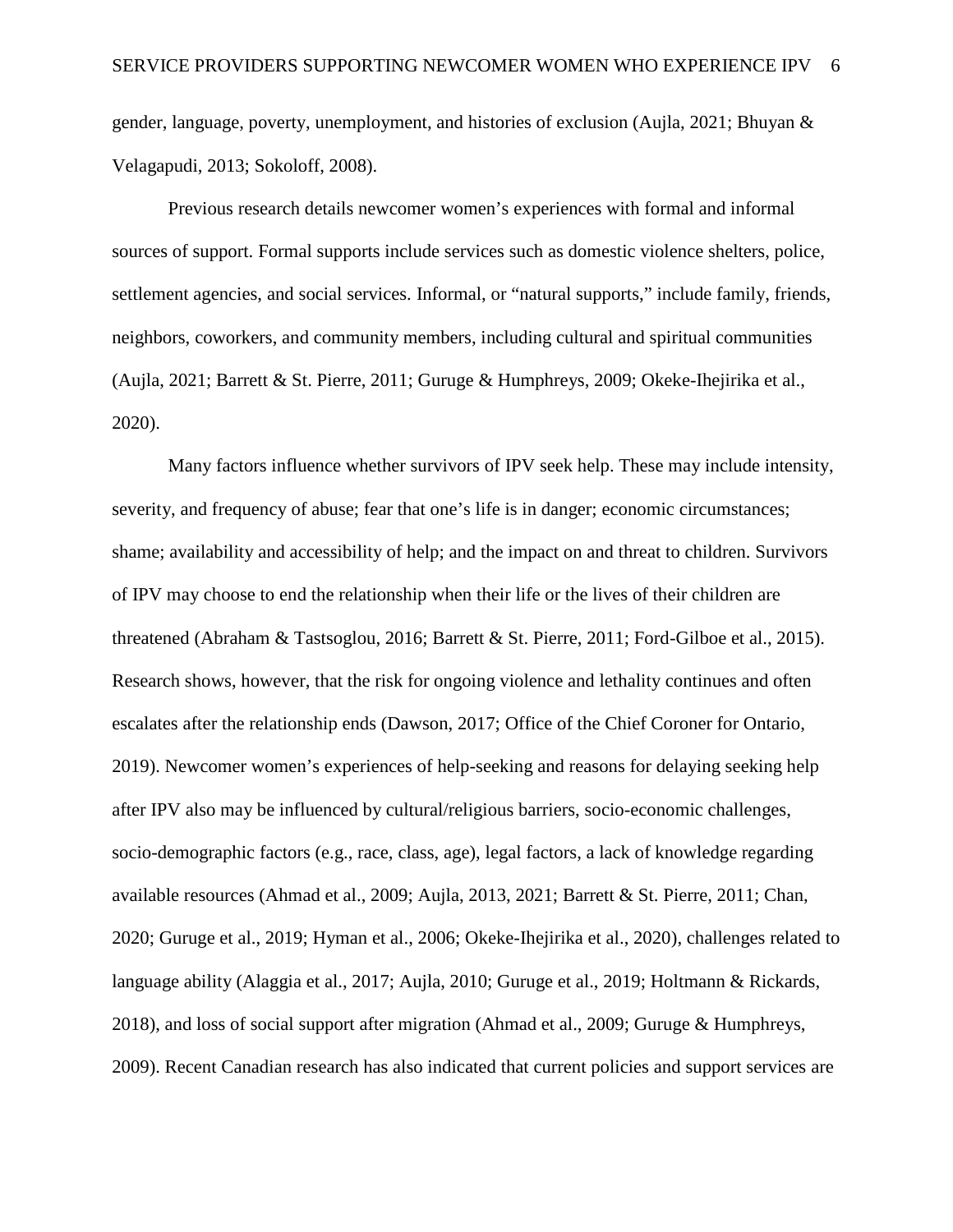gender, language, poverty, unemployment, and histories of exclusion (Aujla, 2021; Bhuyan & Velagapudi, 2013; Sokoloff, 2008).

Previous research details newcomer women's experiences with formal and informal sources of support. Formal supports include services such as domestic violence shelters, police, settlement agencies, and social services. Informal, or "natural supports," include family, friends, neighbors, coworkers, and community members, including cultural and spiritual communities (Aujla, 2021; Barrett & St. Pierre, 2011; Guruge & Humphreys, 2009; Okeke-Ihejirika et al., 2020).

Many factors influence whether survivors of IPV seek help. These may include intensity, severity, and frequency of abuse; fear that one's life is in danger; economic circumstances; shame; availability and accessibility of help; and the impact on and threat to children. Survivors of IPV may choose to end the relationship when their life or the lives of their children are threatened (Abraham & Tastsoglou, 2016; Barrett & St. Pierre, 2011; Ford-Gilboe et al., 2015). Research shows, however, that the risk for ongoing violence and lethality continues and often escalates after the relationship ends (Dawson, 2017; Office of the Chief Coroner for Ontario, 2019). Newcomer women's experiences of help-seeking and reasons for delaying seeking help after IPV also may be influenced by cultural/religious barriers, socio-economic challenges, socio-demographic factors (e.g., race, class, age), legal factors, a lack of knowledge regarding available resources (Ahmad et al., 2009; Aujla, 2013, 2021; Barrett & St. Pierre, 2011; Chan, 2020; Guruge et al., 2019; Hyman et al., 2006; Okeke-Ihejirika et al., 2020), challenges related to language ability (Alaggia et al., 2017; Aujla, 2010; Guruge et al., 2019; Holtmann & Rickards, 2018), and loss of social support after migration (Ahmad et al., 2009; Guruge & Humphreys, 2009). Recent Canadian research has also indicated that current policies and support services are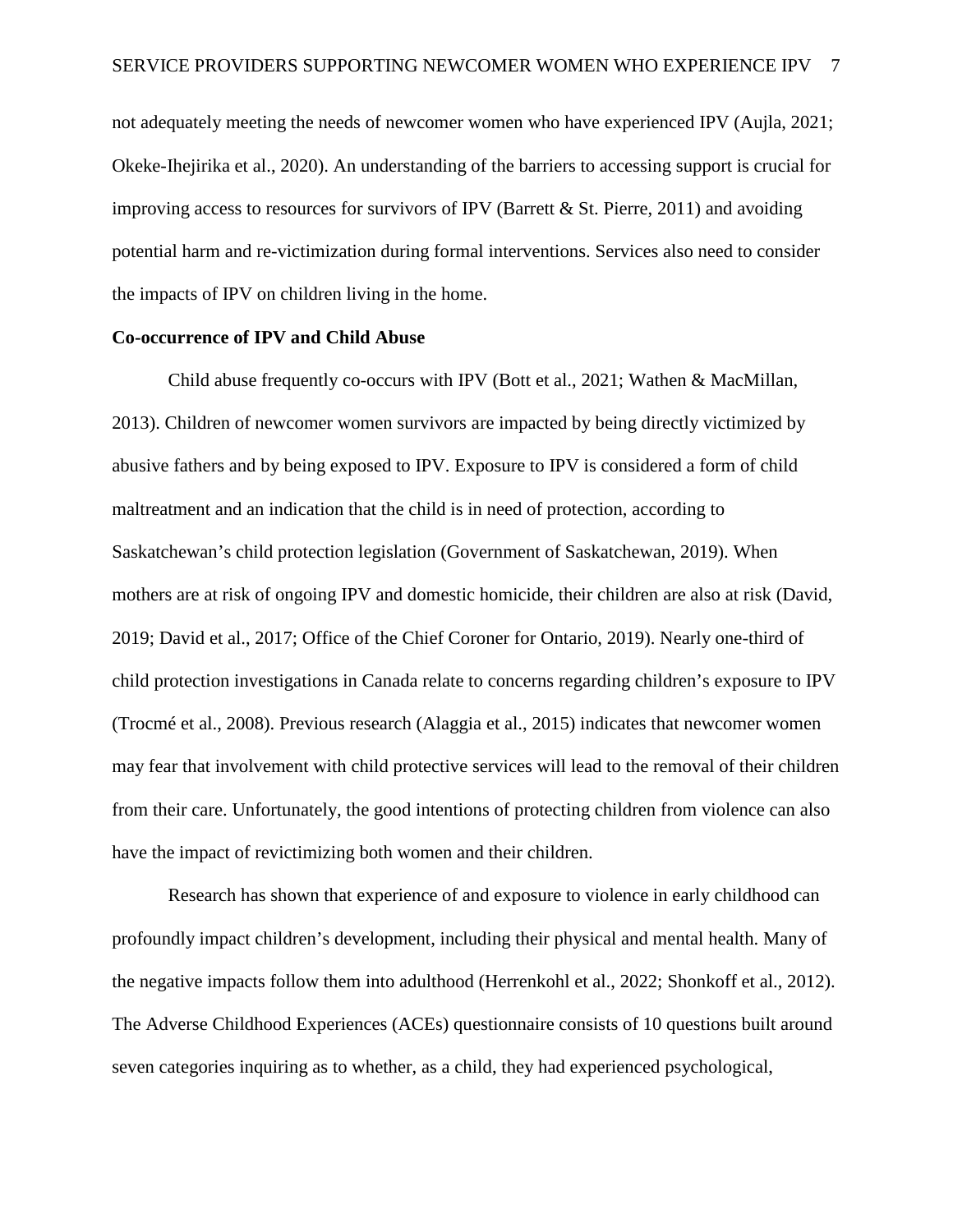not adequately meeting the needs of newcomer women who have experienced IPV (Aujla, 2021; Okeke-Ihejirika et al., 2020). An understanding of the barriers to accessing support is crucial for improving access to resources for survivors of IPV (Barrett & St. Pierre, 2011) and avoiding potential harm and re-victimization during formal interventions. Services also need to consider the impacts of IPV on children living in the home.

**Co-occurrence of IPV and Child Abuse**

Child abuse frequently co-occurs with IPV (Bott et al., 2021; Wathen & MacMillan, 2013). Children of newcomer women survivors are impacted by being directly victimized by abusive fathers and by being exposed to IPV. Exposure to IPV is considered a form of child maltreatment and an indication that the child is in need of protection, according to Saskatchewan's child protection legislation (Government of Saskatchewan, 2019). When mothers are at risk of ongoing IPV and domestic homicide, their children are also at risk (David, 2019; David et al., 2017; Office of the Chief Coroner for Ontario, 2019). Nearly one-third of child protection investigations in Canada relate to concerns regarding children's exposure to IPV (Trocmé et al., 2008). Previous research (Alaggia et al., 2015) indicates that newcomer women may fear that involvement with child protective services will lead to the removal of their children from their care. Unfortunately, the good intentions of protecting children from violence can also have the impact of revictimizing both women and their children.

Research has shown that experience of and exposure to violence in early childhood can profoundly impact children's development, including their physical and mental health. Many of the negative impacts follow them into adulthood (Herrenkohl et al., 2022; Shonkoff et al., 2012). The Adverse Childhood Experiences (ACEs) questionnaire consists of 10 questions built around seven categories inquiring as to whether, as a child, they had experienced psychological,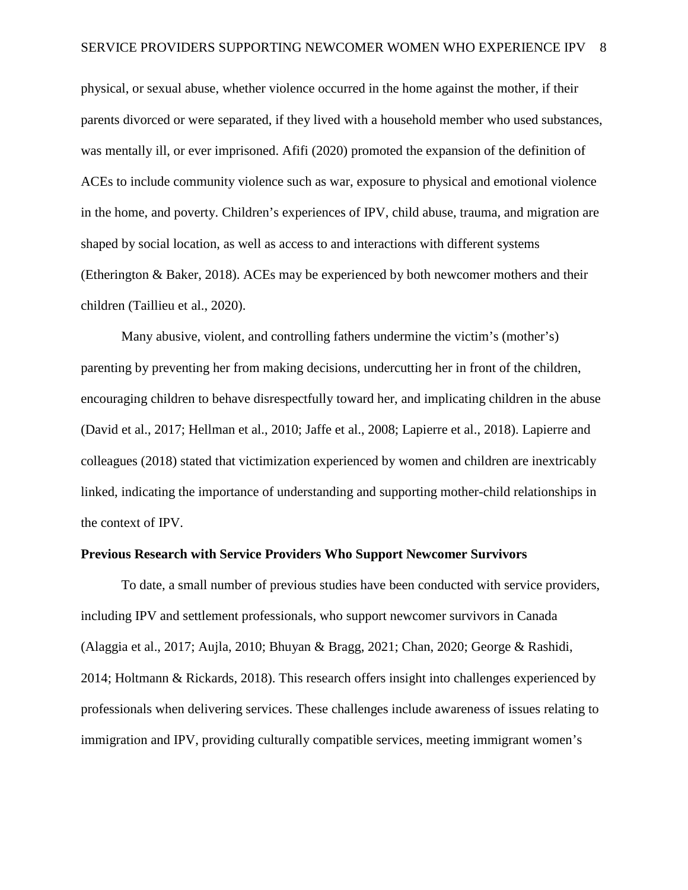physical, or sexual abuse, whether violence occurred in the home against the mother, if their parents divorced or were separated, if they lived with a household member who used substances, was mentally ill, or ever imprisoned. Afifi (2020) promoted the expansion of the definition of ACEs to include community violence such as war, exposure to physical and emotional violence in the home, and poverty. Children's experiences of IPV, child abuse, trauma, and migration are shaped by social location, as well as access to and interactions with different systems (Etherington & Baker, 2018). ACEs may be experienced by both newcomer mothers and their children (Taillieu et al., 2020).

Many abusive, violent, and controlling fathers undermine the victim's (mother's) parenting by preventing her from making decisions, undercutting her in front of the children, encouraging children to behave disrespectfully toward her, and implicating children in the abuse (David et al., 2017; Hellman et al., 2010; Jaffe et al., 2008; Lapierre et al., 2018). Lapierre and colleagues (2018) stated that victimization experienced by women and children are inextricably linked, indicating the importance of understanding and supporting mother-child relationships in the context of IPV.

**Previous Research with Service Providers Who Support Newcomer Survivors**

To date, a small number of previous studies have been conducted with service providers, including IPV and settlement professionals, who support newcomer survivors in Canada (Alaggia et al., 2017; Aujla, 2010; Bhuyan & Bragg, 2021; Chan, 2020; George & Rashidi, 2014; Holtmann & Rickards, 2018). This research offers insight into challenges experienced by professionals when delivering services. These challenges include awareness of issues relating to immigration and IPV, providing culturally compatible services, meeting immigrant women's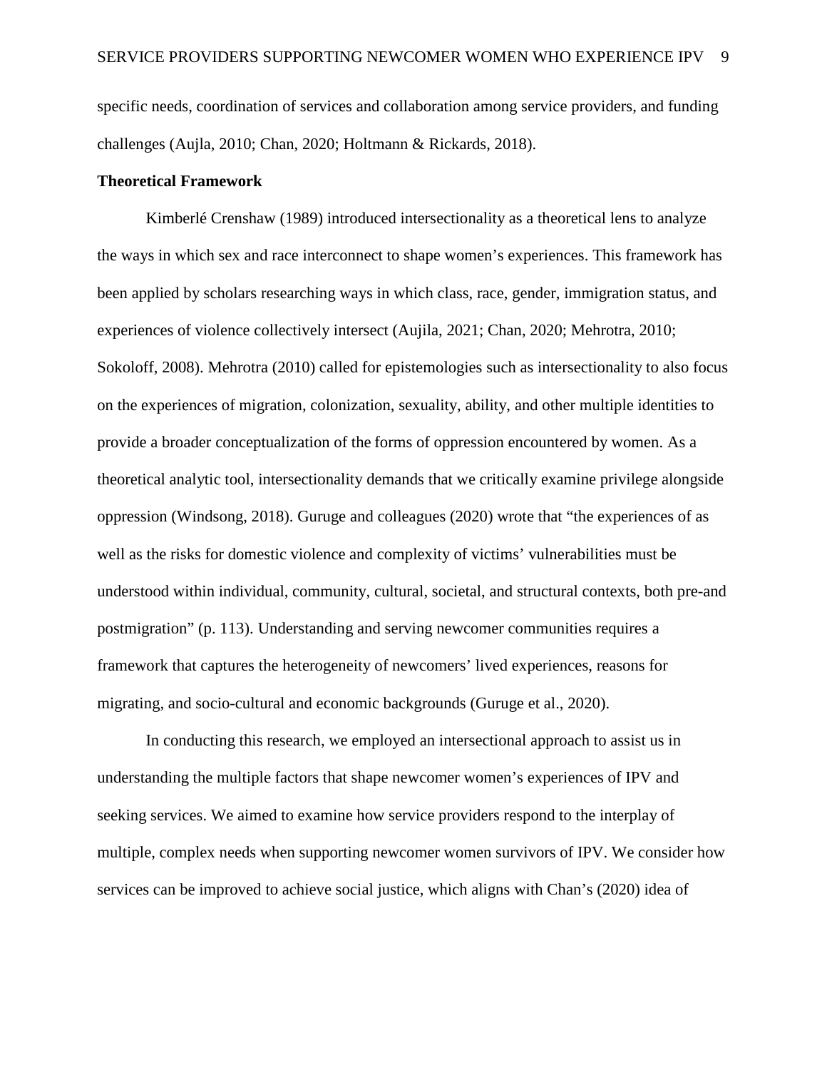specific needs, coordination of services and collaboration among service providers, and funding challenges (Aujla, 2010; Chan, 2020; Holtmann & Rickards, 2018).

**Theoretical Framework**

Kimberlé Crenshaw (1989) introduced intersectionality as a theoretical lens to analyze the ways in which sex and race interconnect to shape women's experiences. This framework has been applied by scholars researching ways in which class, race, gender, immigration status, and experiences of violence collectively intersect (Aujila, 2021; Chan, 2020; Mehrotra, 2010; Sokoloff, 2008). Mehrotra (2010) called for epistemologies such as intersectionality to also focus on the experiences of migration, colonization, sexuality, ability, and other multiple identities to provide a broader conceptualization of the forms of oppression encountered by women. As a theoretical analytic tool, intersectionality demands that we critically examine privilege alongside oppression (Windsong, 2018). Guruge and colleagues (2020) wrote that "the experiences of as well as the risks for domestic violence and complexity of victims' vulnerabilities must be understood within individual, community, cultural, societal, and structural contexts, both pre-and postmigration" (p. 113). Understanding and serving newcomer communities requires a framework that captures the heterogeneity of newcomers' lived experiences, reasons for migrating, and socio-cultural and economic backgrounds (Guruge et al., 2020).

In conducting this research, we employed an intersectional approach to assist us in understanding the multiple factors that shape newcomer women's experiences of IPV and seeking services. We aimed to examine how service providers respond to the interplay of multiple, complex needs when supporting newcomer women survivors of IPV. We consider how services can be improved to achieve social justice, which aligns with Chan's (2020) idea of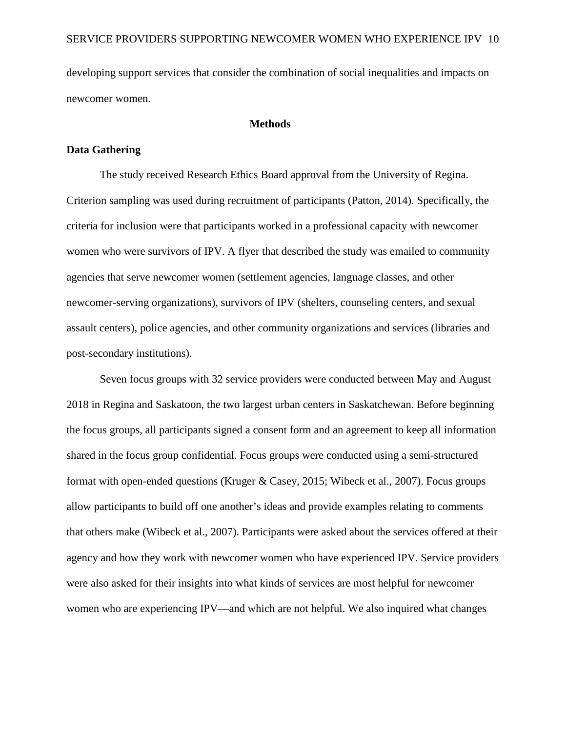developing support services that consider the combination of social inequalities and impacts on newcomer women.

## Methods

### Data Gathering

The study received Research Ethics Board approval from the University of Regina. Criterion sampling was used during recruitment of participants (Patton, 2014). Specifically, the criteria for inclusion were that participants worked in a professional capacity with newcomer women who were survivors of IPV. A flyer that described the study was emailed to community agencies that serve newcomer women (settlement agencies, language classes, and other newcomer-serving organizations), survivors of IPV (shelters, counseling centers, and sexual assault centers), police agencies, and other community organizations and services (libraries and post-secondary institutions).

Seven focus groups with 32 service providers were conducted between May and August 2018 in Regina and Saskatoon, the two largest urban centers in Saskatchewan. Before beginning the focus groups, all participants signed a consent form and an agreement to keep all information shared in the focus group confidential. Focus groups were conducted using a semi-structured format with open-ended questions (Kruger & Casey, 2015; Wibeck et al., 2007). Focus groups allow participants to build off one another's ideas and provide examples relating to comments that others make (Wibeck et al., 2007). Participants were asked about the services offered at their agency and how they work with newcomer women who have experienced IPV. Service providers were also asked for their insights into what kinds of services are most helpful for newcomer women who are experiencing IPV—and which are not helpful. We also inquired what changes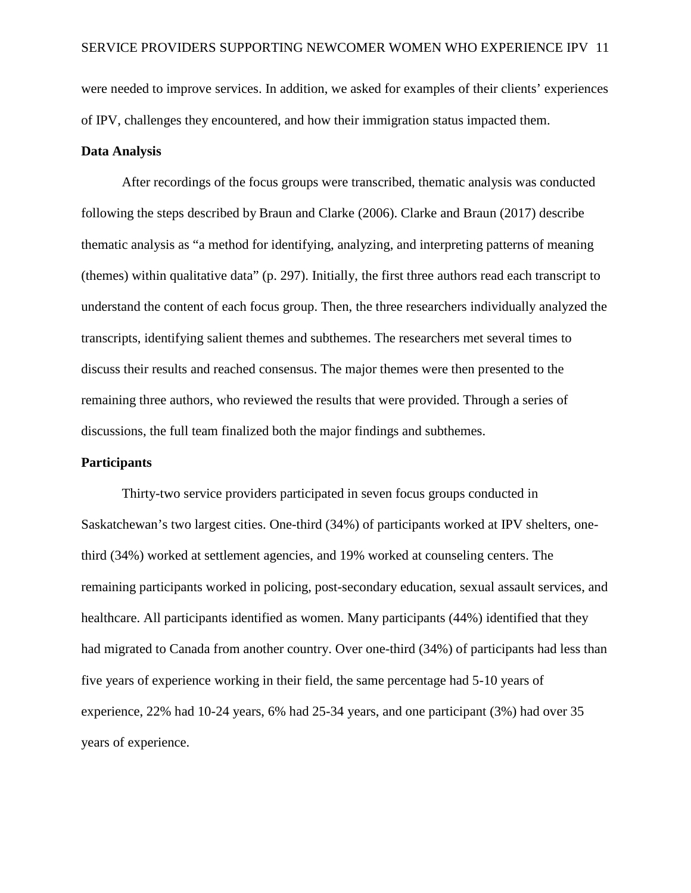were needed to improve services. In addition, we asked for examples of their clients' experiences of IPV, challenges they encountered, and how their immigration status impacted them.

**Data Analysis**

After recordings of the focus groups were transcribed, thematic analysis was conducted following the steps described by Braun and Clarke (2006). Clarke and Braun (2017) describe thematic analysis as "a method for identifying, analyzing, and interpreting patterns of meaning (themes) within qualitative data" (p. 297). Initially, the first three authors read each transcript to understand the content of each focus group. Then, the three researchers individually analyzed the transcripts, identifying salient themes and subthemes. The researchers met several times to discuss their results and reached consensus. The major themes were then presented to the remaining three authors, who reviewed the results that were provided. Through a series of discussions, the full team finalized both the major findings and subthemes.

**Participants**

Thirty-two service providers participated in seven focus groups conducted in Saskatchewan's two largest cities. One-third (34%) of participants worked at IPV shelters, one-third (34%) worked at settlement agencies, and 19% worked at counseling centers. The remaining participants worked in policing, post-secondary education, sexual assault services, and healthcare. All participants identified as women. Many participants (44%) identified that they had migrated to Canada from another country. Over one-third (34%) of participants had less than five years of experience working in their field, the same percentage had 5-10 years of experience, 22% had 10-24 years, 6% had 25-34 years, and one participant (3%) had over 35 years of experience.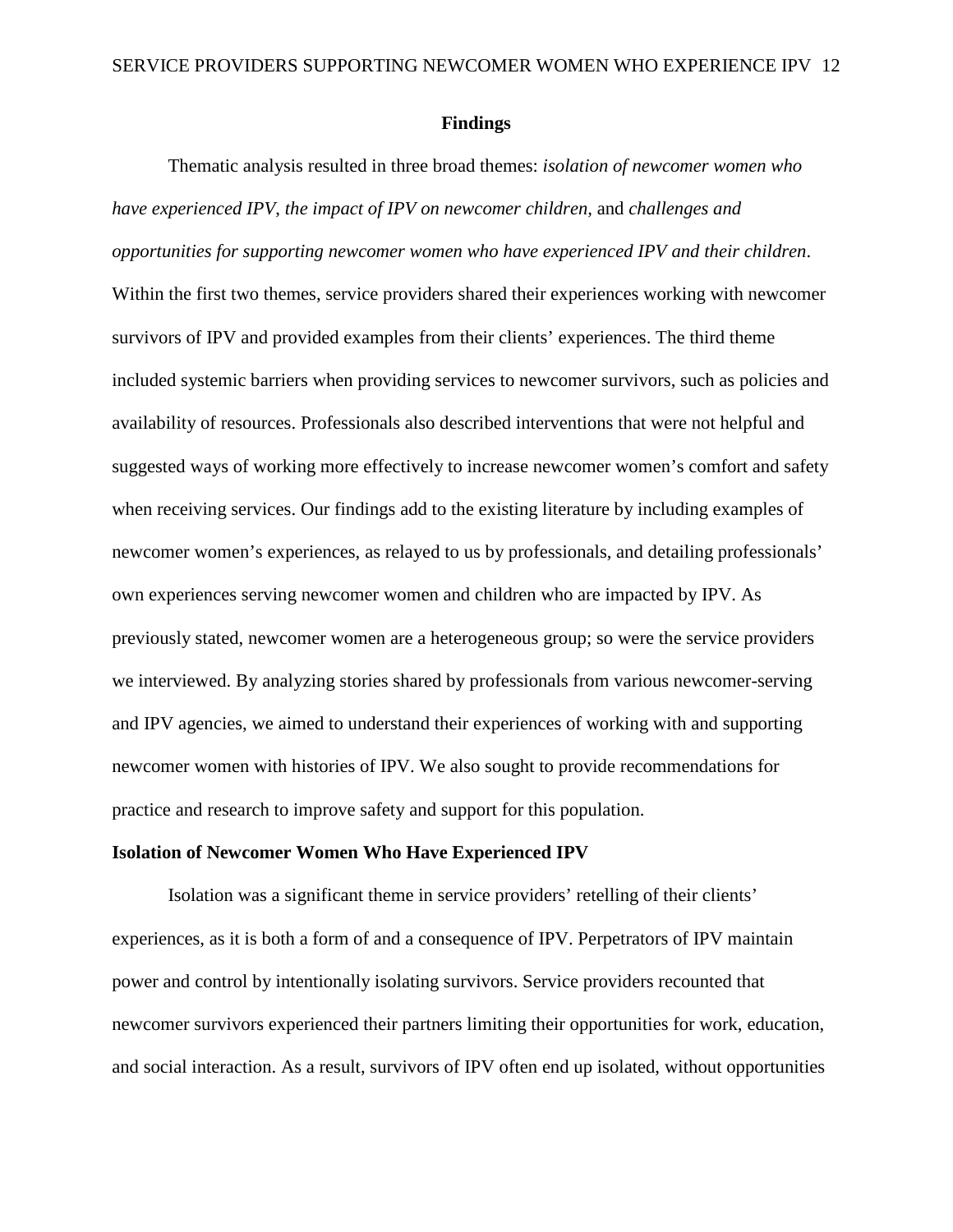## Findings

Thematic analysis resulted in three broad themes: *isolation of newcomer women who have experienced IPV*, *the impact of IPV on newcomer children*, and *challenges and opportunities for supporting newcomer women who have experienced IPV and their children*. Within the first two themes, service providers shared their experiences working with newcomer survivors of IPV and provided examples from their clients' experiences. The third theme included systemic barriers when providing services to newcomer survivors, such as policies and availability of resources. Professionals also described interventions that were not helpful and suggested ways of working more effectively to increase newcomer women's comfort and safety when receiving services. Our findings add to the existing literature by including examples of newcomer women's experiences, as relayed to us by professionals, and detailing professionals' own experiences serving newcomer women and children who are impacted by IPV. As previously stated, newcomer women are a heterogeneous group; so were the service providers we interviewed. By analyzing stories shared by professionals from various newcomer-serving and IPV agencies, we aimed to understand their experiences of working with and supporting newcomer women with histories of IPV. We also sought to provide recommendations for practice and research to improve safety and support for this population.

### Isolation of Newcomer Women Who Have Experienced IPV

Isolation was a significant theme in service providers' retelling of their clients' experiences, as it is both a form of and a consequence of IPV. Perpetrators of IPV maintain power and control by intentionally isolating survivors. Service providers recounted that newcomer survivors experienced their partners limiting their opportunities for work, education, and social interaction. As a result, survivors of IPV often end up isolated, without opportunities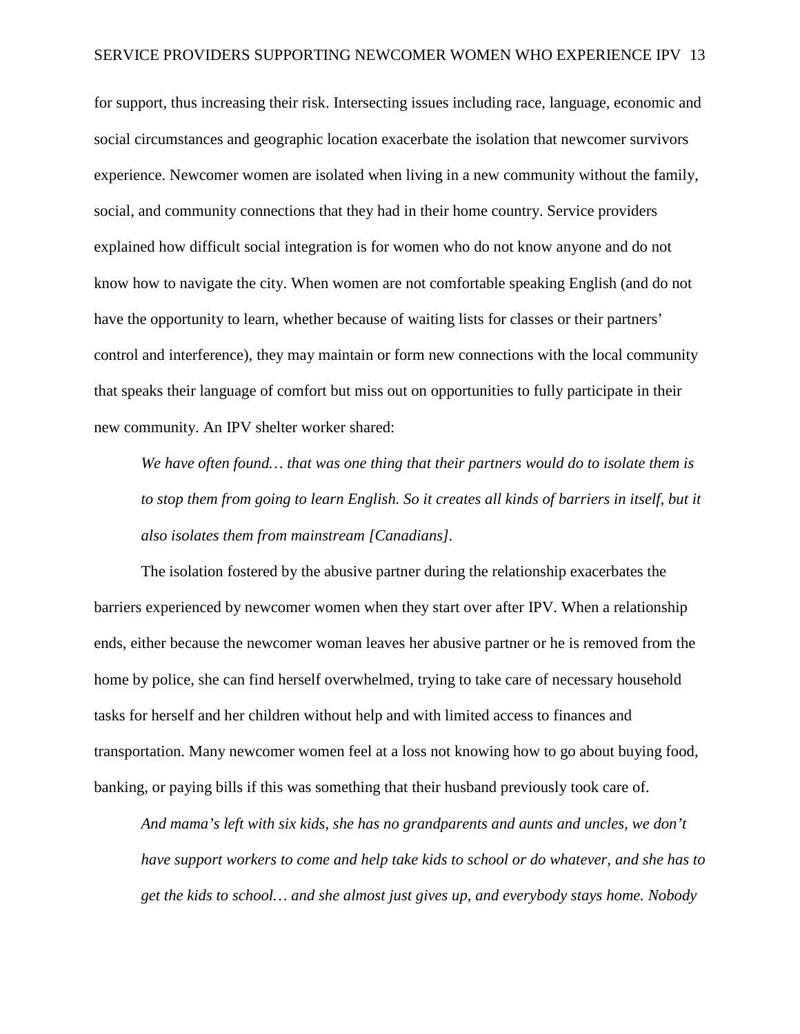for support, thus increasing their risk. Intersecting issues including race, language, economic and social circumstances and geographic location exacerbate the isolation that newcomer survivors experience. Newcomer women are isolated when living in a new community without the family, social, and community connections that they had in their home country. Service providers explained how difficult social integration is for women who do not know anyone and do not know how to navigate the city. When women are not comfortable speaking English (and do not have the opportunity to learn, whether because of waiting lists for classes or their partners' control and interference), they may maintain or form new connections with the local community that speaks their language of comfort but miss out on opportunities to fully participate in their new community. An IPV shelter worker shared:

> *We have often found… that was one thing that their partners would do to isolate them is to stop them from going to learn English. So it creates all kinds of barriers in itself, but it also isolates them from mainstream [Canadians].*

The isolation fostered by the abusive partner during the relationship exacerbates the barriers experienced by newcomer women when they start over after IPV. When a relationship ends, either because the newcomer woman leaves her abusive partner or he is removed from the home by police, she can find herself overwhelmed, trying to take care of necessary household tasks for herself and her children without help and with limited access to finances and transportation. Many newcomer women feel at a loss not knowing how to go about buying food, banking, or paying bills if this was something that their husband previously took care of.

> *And mama's left with six kids, she has no grandparents and aunts and uncles, we don't have support workers to come and help take kids to school or do whatever, and she has to get the kids to school… and she almost just gives up, and everybody stays home. Nobody*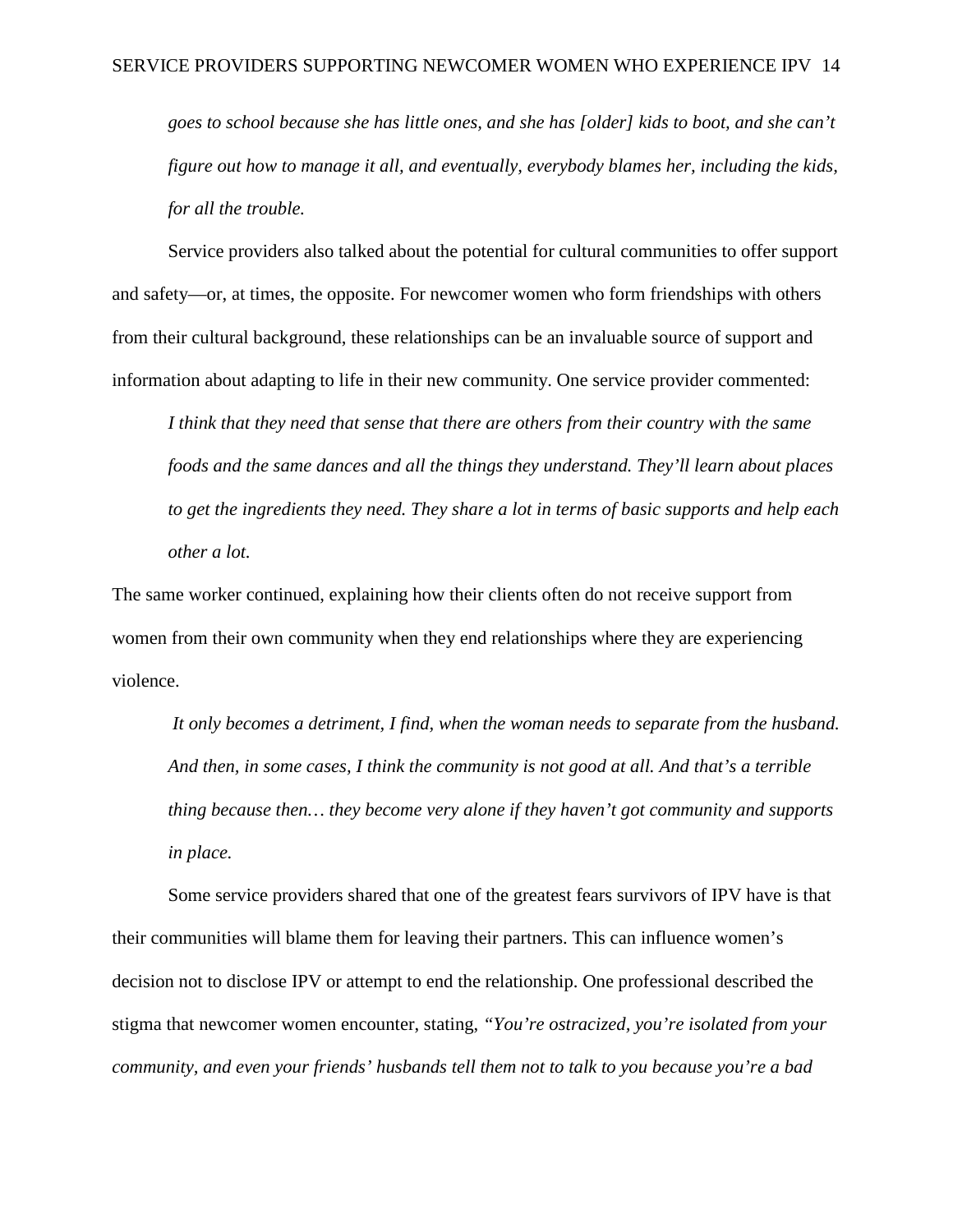*goes to school because she has little ones, and she has [older] kids to boot, and she can't figure out how to manage it all, and eventually, everybody blames her, including the kids, for all the trouble.*

Service providers also talked about the potential for cultural communities to offer support and safety—or, at times, the opposite. For newcomer women who form friendships with others from their cultural background, these relationships can be an invaluable source of support and information about adapting to life in their new community. One service provider commented:

> *I think that they need that sense that there are others from their country with the same foods and the same dances and all the things they understand. They'll learn about places to get the ingredients they need. They share a lot in terms of basic supports and help each other a lot.*

The same worker continued, explaining how their clients often do not receive support from women from their own community when they end relationships where they are experiencing violence.

> *It only becomes a detriment, I find, when the woman needs to separate from the husband. And then, in some cases, I think the community is not good at all. And that's a terrible thing because then… they become very alone if they haven't got community and supports in place.*

Some service providers shared that one of the greatest fears survivors of IPV have is that their communities will blame them for leaving their partners. This can influence women's decision not to disclose IPV or attempt to end the relationship. One professional described the stigma that newcomer women encounter, stating, *"You're ostracized, you're isolated from your community, and even your friends' husbands tell them not to talk to you because you're a bad*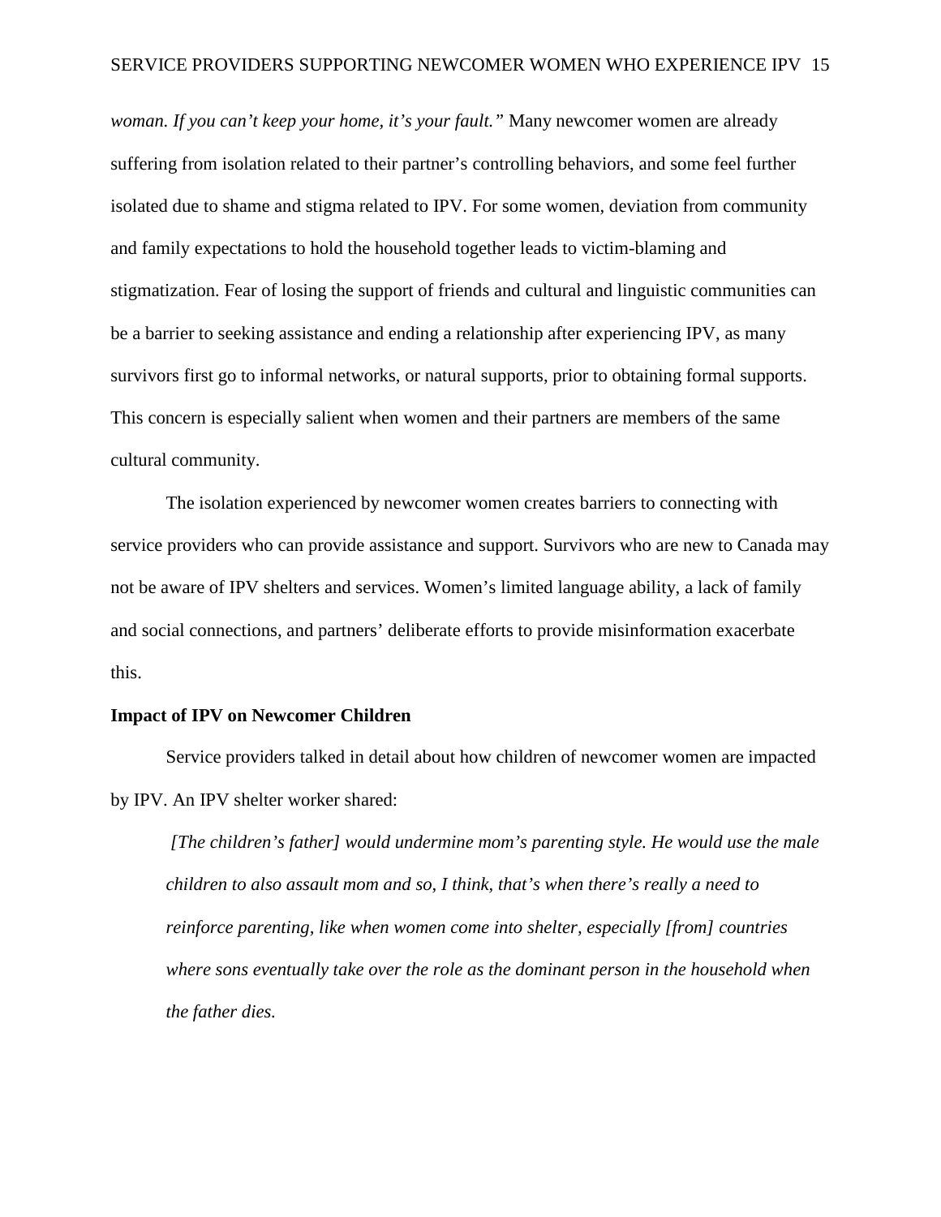*woman. If you can't keep your home, it's your fault."* Many newcomer women are already suffering from isolation related to their partner's controlling behaviors, and some feel further isolated due to shame and stigma related to IPV. For some women, deviation from community and family expectations to hold the household together leads to victim-blaming and stigmatization. Fear of losing the support of friends and cultural and linguistic communities can be a barrier to seeking assistance and ending a relationship after experiencing IPV, as many survivors first go to informal networks, or natural supports, prior to obtaining formal supports. This concern is especially salient when women and their partners are members of the same cultural community.

The isolation experienced by newcomer women creates barriers to connecting with service providers who can provide assistance and support. Survivors who are new to Canada may not be aware of IPV shelters and services. Women's limited language ability, a lack of family and social connections, and partners' deliberate efforts to provide misinformation exacerbate this.

**Impact of IPV on Newcomer Children**

Service providers talked in detail about how children of newcomer women are impacted by IPV. An IPV shelter worker shared:

> *[The children's father] would undermine mom's parenting style. He would use the male children to also assault mom and so, I think, that's when there's really a need to reinforce parenting, like when women come into shelter, especially [from] countries where sons eventually take over the role as the dominant person in the household when the father dies.*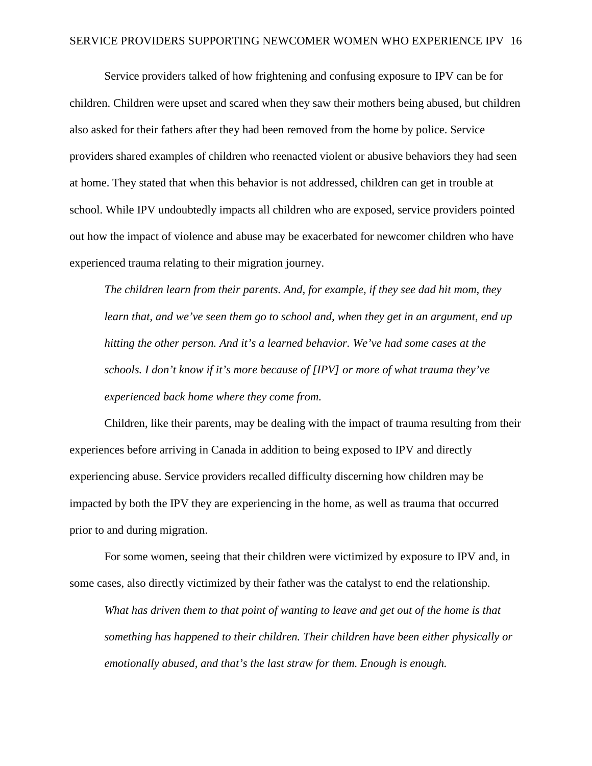Service providers talked of how frightening and confusing exposure to IPV can be for children. Children were upset and scared when they saw their mothers being abused, but children also asked for their fathers after they had been removed from the home by police. Service providers shared examples of children who reenacted violent or abusive behaviors they had seen at home. They stated that when this behavior is not addressed, children can get in trouble at school. While IPV undoubtedly impacts all children who are exposed, service providers pointed out how the impact of violence and abuse may be exacerbated for newcomer children who have experienced trauma relating to their migration journey.

> *The children learn from their parents. And, for example, if they see dad hit mom, they learn that, and we've seen them go to school and, when they get in an argument, end up hitting the other person. And it's a learned behavior. We've had some cases at the schools. I don't know if it's more because of [IPV] or more of what trauma they've experienced back home where they come from.*

Children, like their parents, may be dealing with the impact of trauma resulting from their experiences before arriving in Canada in addition to being exposed to IPV and directly experiencing abuse. Service providers recalled difficulty discerning how children may be impacted by both the IPV they are experiencing in the home, as well as trauma that occurred prior to and during migration.

For some women, seeing that their children were victimized by exposure to IPV and, in some cases, also directly victimized by their father was the catalyst to end the relationship.

> *What has driven them to that point of wanting to leave and get out of the home is that something has happened to their children. Their children have been either physically or emotionally abused, and that's the last straw for them. Enough is enough.*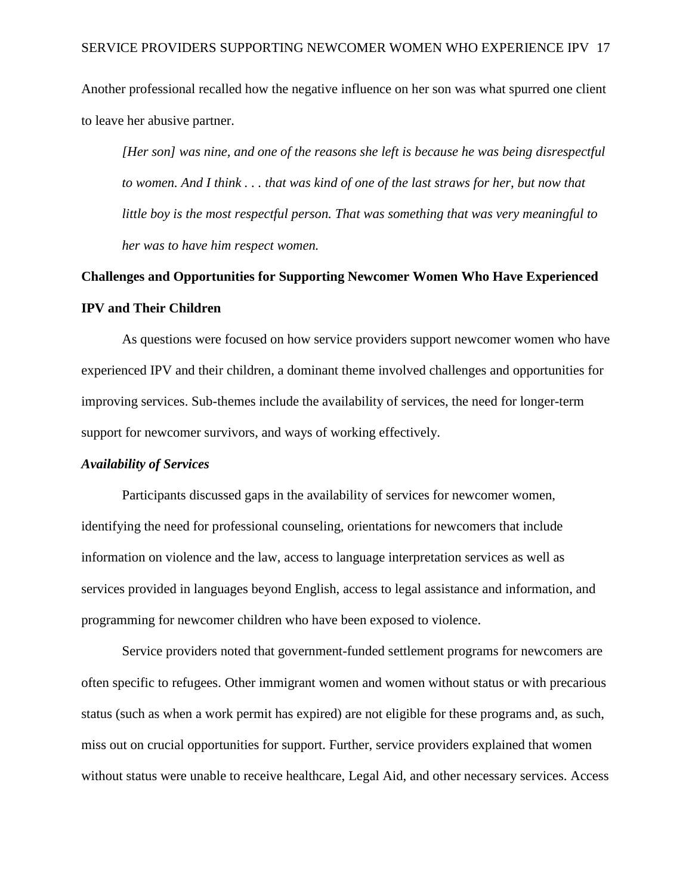Another professional recalled how the negative influence on her son was what spurred one client to leave her abusive partner.

> *[Her son] was nine, and one of the reasons she left is because he was being disrespectful to women. And I think . . . that was kind of one of the last straws for her, but now that little boy is the most respectful person. That was something that was very meaningful to her was to have him respect women.*

## Challenges and Opportunities for Supporting Newcomer Women Who Have Experienced IPV and Their Children

As questions were focused on how service providers support newcomer women who have experienced IPV and their children, a dominant theme involved challenges and opportunities for improving services. Sub-themes include the availability of services, the need for longer-term support for newcomer survivors, and ways of working effectively.

### *Availability of Services*

Participants discussed gaps in the availability of services for newcomer women, identifying the need for professional counseling, orientations for newcomers that include information on violence and the law, access to language interpretation services as well as services provided in languages beyond English, access to legal assistance and information, and programming for newcomer children who have been exposed to violence.

Service providers noted that government-funded settlement programs for newcomers are often specific to refugees. Other immigrant women and women without status or with precarious status (such as when a work permit has expired) are not eligible for these programs and, as such, miss out on crucial opportunities for support. Further, service providers explained that women without status were unable to receive healthcare, Legal Aid, and other necessary services. Access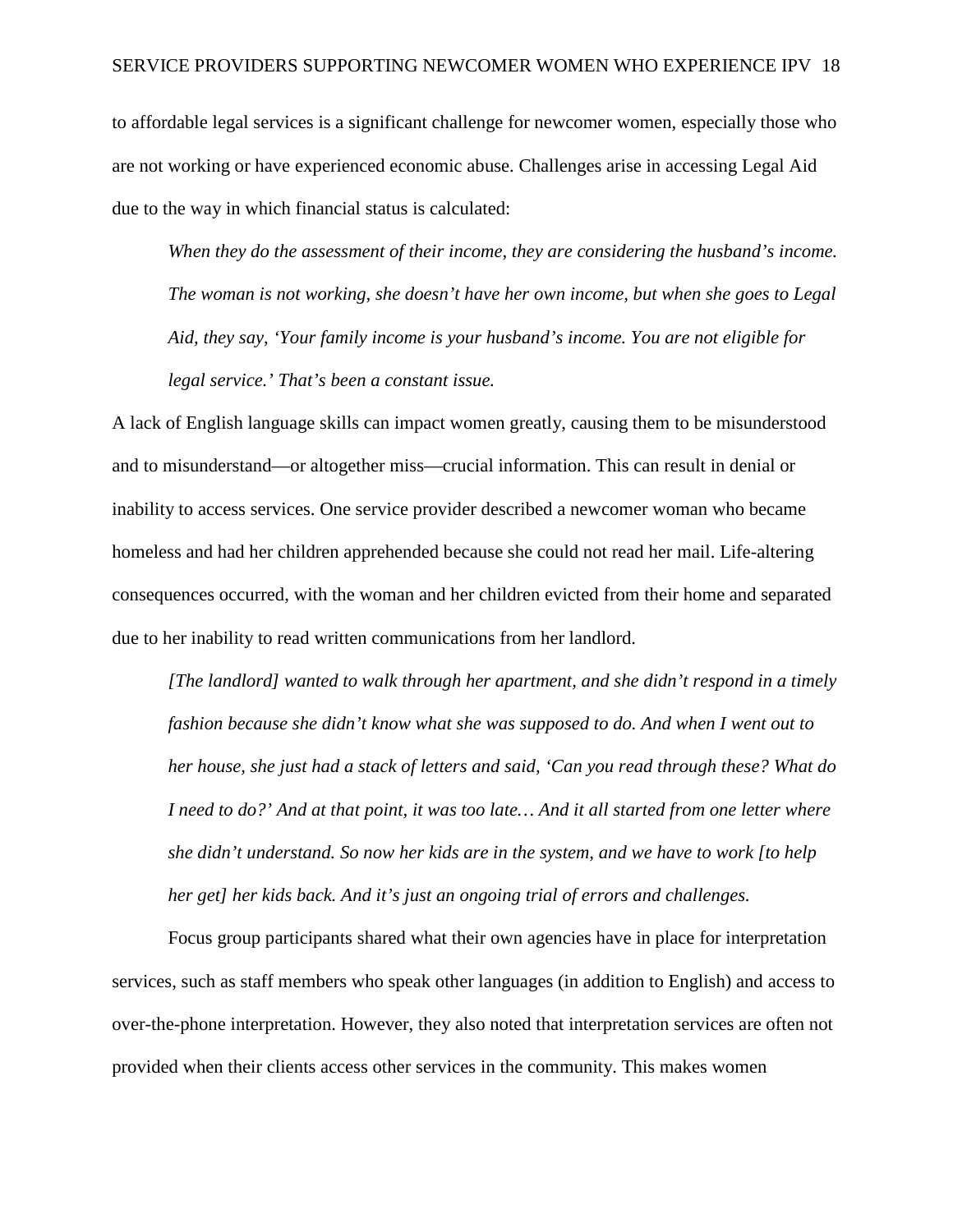to affordable legal services is a significant challenge for newcomer women, especially those who are not working or have experienced economic abuse. Challenges arise in accessing Legal Aid due to the way in which financial status is calculated:

> *When they do the assessment of their income, they are considering the husband's income. The woman is not working, she doesn't have her own income, but when she goes to Legal Aid, they say, 'Your family income is your husband's income. You are not eligible for legal service.' That's been a constant issue.*

A lack of English language skills can impact women greatly, causing them to be misunderstood and to misunderstand—or altogether miss—crucial information. This can result in denial or inability to access services. One service provider described a newcomer woman who became homeless and had her children apprehended because she could not read her mail. Life-altering consequences occurred, with the woman and her children evicted from their home and separated due to her inability to read written communications from her landlord.

> *[The landlord] wanted to walk through her apartment, and she didn't respond in a timely fashion because she didn't know what she was supposed to do. And when I went out to her house, she just had a stack of letters and said, 'Can you read through these? What do I need to do?' And at that point, it was too late… And it all started from one letter where she didn't understand. So now her kids are in the system, and we have to work [to help her get] her kids back. And it's just an ongoing trial of errors and challenges.*

Focus group participants shared what their own agencies have in place for interpretation services, such as staff members who speak other languages (in addition to English) and access to over-the-phone interpretation. However, they also noted that interpretation services are often not provided when their clients access other services in the community. This makes women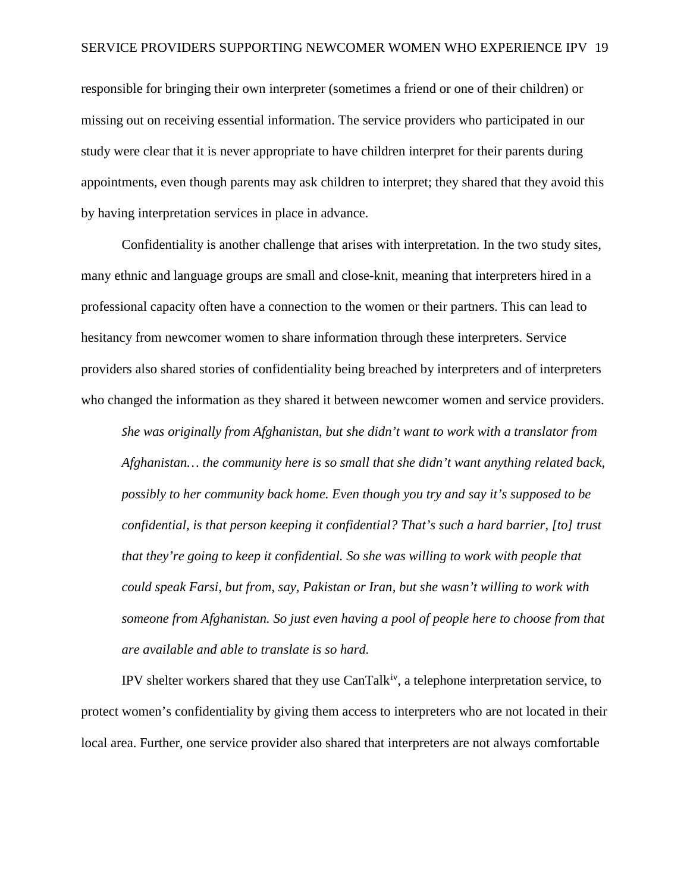responsible for bringing their own interpreter (sometimes a friend or one of their children) or missing out on receiving essential information. The service providers who participated in our study were clear that it is never appropriate to have children interpret for their parents during appointments, even though parents may ask children to interpret; they shared that they avoid this by having interpretation services in place in advance.

Confidentiality is another challenge that arises with interpretation. In the two study sites, many ethnic and language groups are small and close-knit, meaning that interpreters hired in a professional capacity often have a connection to the women or their partners. This can lead to hesitancy from newcomer women to share information through these interpreters. Service providers also shared stories of confidentiality being breached by interpreters and of interpreters who changed the information as they shared it between newcomer women and service providers.

> *She was originally from Afghanistan, but she didn't want to work with a translator from Afghanistan… the community here is so small that she didn't want anything related back, possibly to her community back home. Even though you try and say it's supposed to be confidential, is that person keeping it confidential? That's such a hard barrier, [to] trust that they're going to keep it confidential. So she was willing to work with people that could speak Farsi, but from, say, Pakistan or Iran, but she wasn't willing to work with someone from Afghanistan. So just even having a pool of people here to choose from that are available and able to translate is so hard.*

IPV shelter workers shared that they use CanTalk[iv], a telephone interpretation service, to protect women's confidentiality by giving them access to interpreters who are not located in their local area. Further, one service provider also shared that interpreters are not always comfortable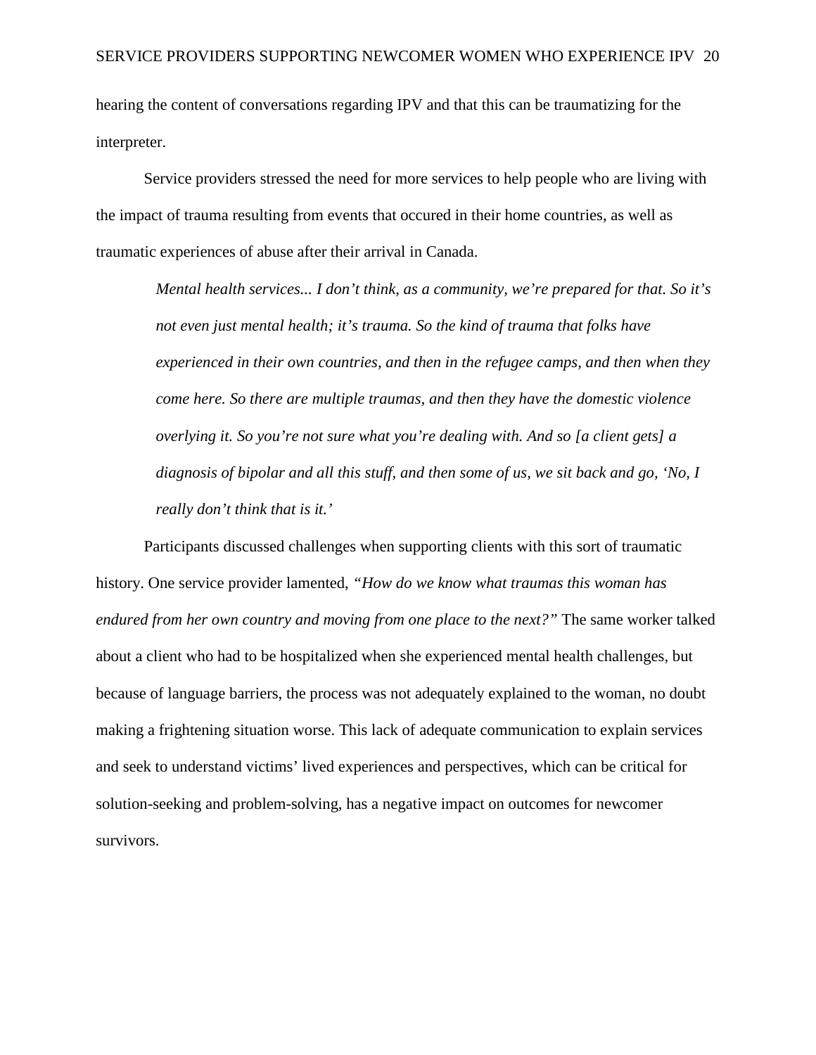hearing the content of conversations regarding IPV and that this can be traumatizing for the interpreter.

Service providers stressed the need for more services to help people who are living with the impact of trauma resulting from events that occured in their home countries, as well as traumatic experiences of abuse after their arrival in Canada.

> *Mental health services... I don't think, as a community, we're prepared for that. So it's not even just mental health; it's trauma. So the kind of trauma that folks have experienced in their own countries, and then in the refugee camps, and then when they come here. So there are multiple traumas, and then they have the domestic violence overlying it. So you're not sure what you're dealing with. And so [a client gets] a diagnosis of bipolar and all this stuff, and then some of us, we sit back and go, 'No, I really don't think that is it.'*

Participants discussed challenges when supporting clients with this sort of traumatic history. One service provider lamented, *"How do we know what traumas this woman has endured from her own country and moving from one place to the next?"* The same worker talked about a client who had to be hospitalized when she experienced mental health challenges, but because of language barriers, the process was not adequately explained to the woman, no doubt making a frightening situation worse. This lack of adequate communication to explain services and seek to understand victims' lived experiences and perspectives, which can be critical for solution-seeking and problem-solving, has a negative impact on outcomes for newcomer survivors.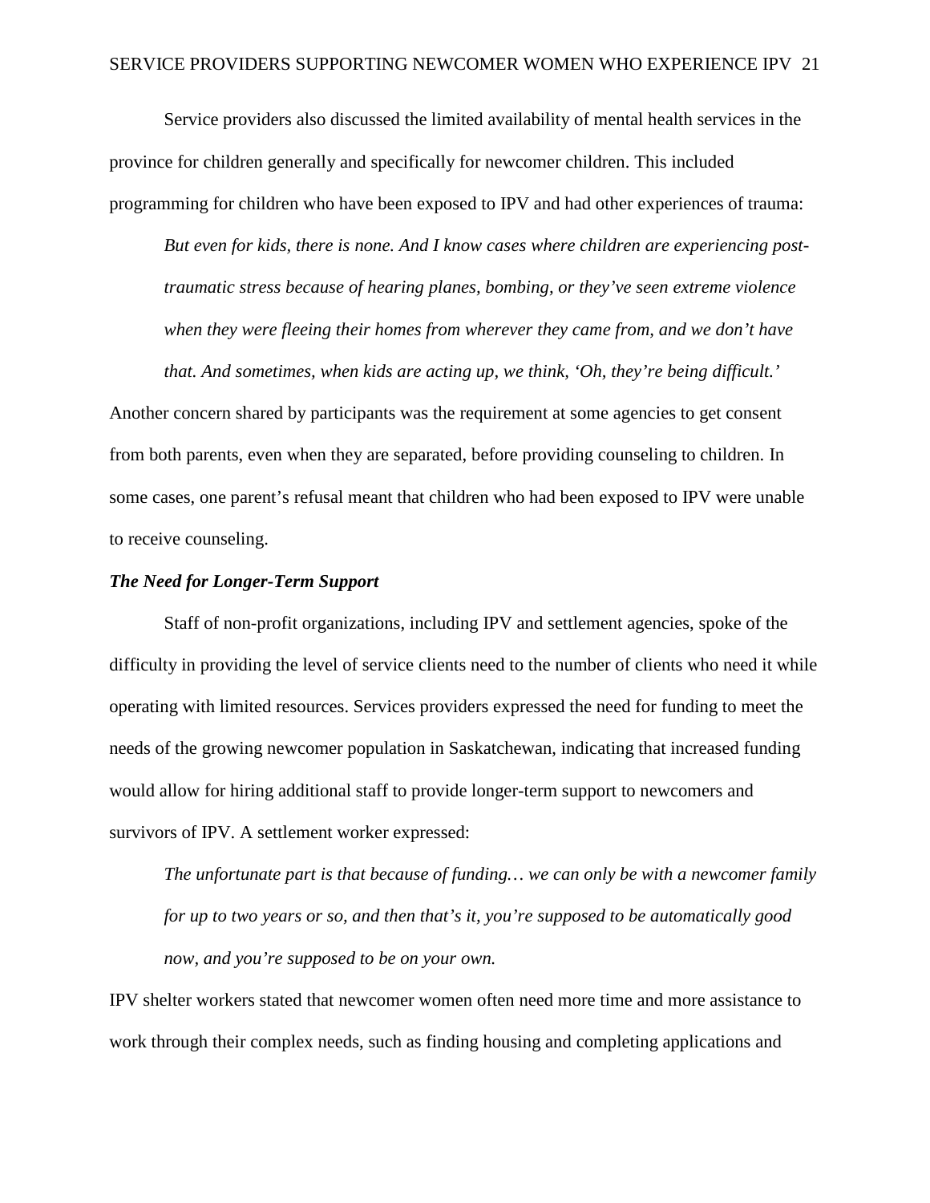Service providers also discussed the limited availability of mental health services in the province for children generally and specifically for newcomer children. This included programming for children who have been exposed to IPV and had other experiences of trauma:

> *But even for kids, there is none. And I know cases where children are experiencing post-traumatic stress because of hearing planes, bombing, or they've seen extreme violence when they were fleeing their homes from wherever they came from, and we don't have that. And sometimes, when kids are acting up, we think, 'Oh, they're being difficult.'*

Another concern shared by participants was the requirement at some agencies to get consent from both parents, even when they are separated, before providing counseling to children. In some cases, one parent's refusal meant that children who had been exposed to IPV were unable to receive counseling.

### *The Need for Longer-Term Support*

Staff of non-profit organizations, including IPV and settlement agencies, spoke of the difficulty in providing the level of service clients need to the number of clients who need it while operating with limited resources. Services providers expressed the need for funding to meet the needs of the growing newcomer population in Saskatchewan, indicating that increased funding would allow for hiring additional staff to provide longer-term support to newcomers and survivors of IPV. A settlement worker expressed:

> *The unfortunate part is that because of funding… we can only be with a newcomer family for up to two years or so, and then that's it, you're supposed to be automatically good now, and you're supposed to be on your own.*

IPV shelter workers stated that newcomer women often need more time and more assistance to work through their complex needs, such as finding housing and completing applications and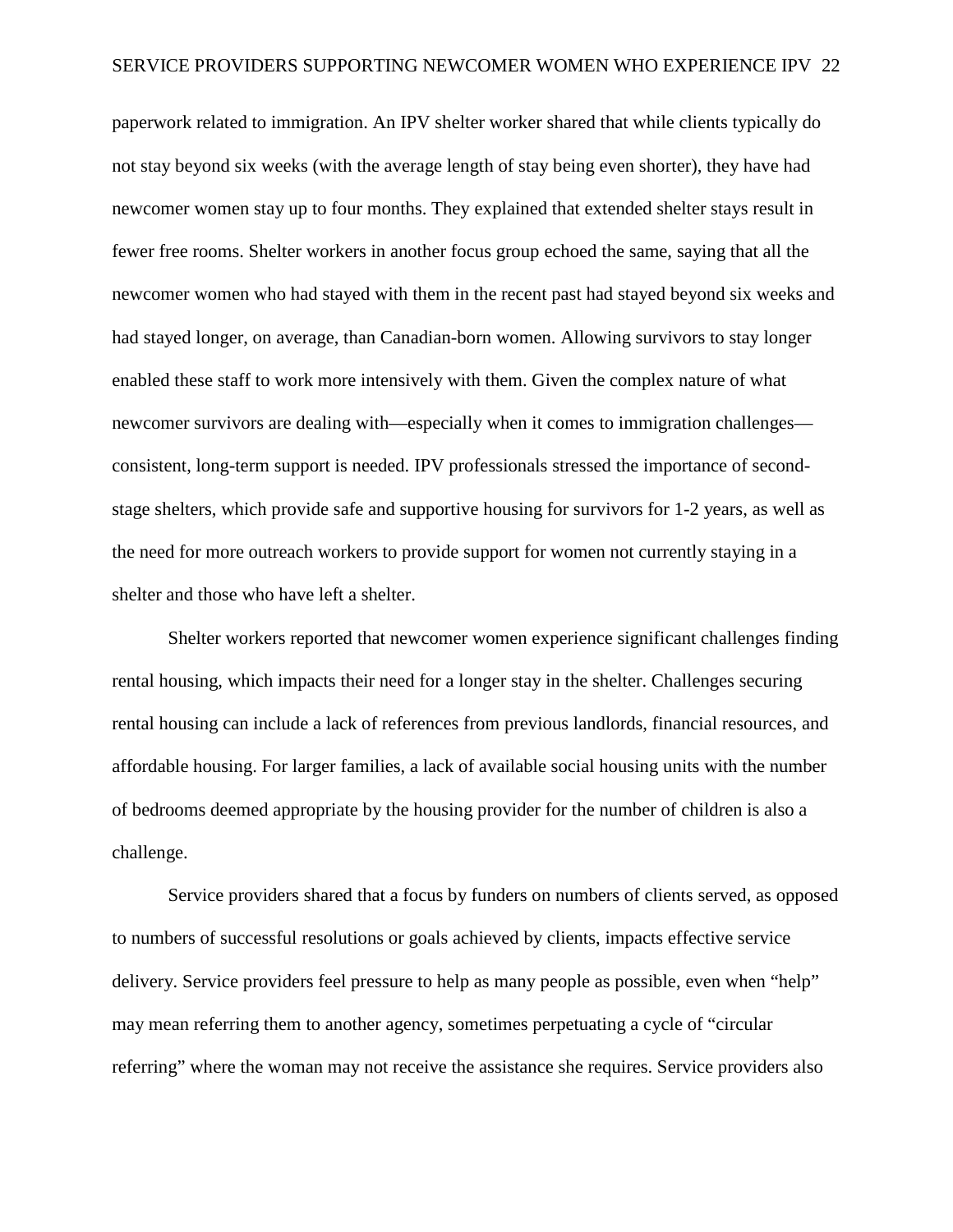paperwork related to immigration. An IPV shelter worker shared that while clients typically do not stay beyond six weeks (with the average length of stay being even shorter), they have had newcomer women stay up to four months. They explained that extended shelter stays result in fewer free rooms. Shelter workers in another focus group echoed the same, saying that all the newcomer women who had stayed with them in the recent past had stayed beyond six weeks and had stayed longer, on average, than Canadian-born women. Allowing survivors to stay longer enabled these staff to work more intensively with them. Given the complex nature of what newcomer survivors are dealing with—especially when it comes to immigration challenges—consistent, long-term support is needed. IPV professionals stressed the importance of second-stage shelters, which provide safe and supportive housing for survivors for 1-2 years, as well as the need for more outreach workers to provide support for women not currently staying in a shelter and those who have left a shelter.

Shelter workers reported that newcomer women experience significant challenges finding rental housing, which impacts their need for a longer stay in the shelter. Challenges securing rental housing can include a lack of references from previous landlords, financial resources, and affordable housing. For larger families, a lack of available social housing units with the number of bedrooms deemed appropriate by the housing provider for the number of children is also a challenge.

Service providers shared that a focus by funders on numbers of clients served, as opposed to numbers of successful resolutions or goals achieved by clients, impacts effective service delivery. Service providers feel pressure to help as many people as possible, even when "help" may mean referring them to another agency, sometimes perpetuating a cycle of "circular referring" where the woman may not receive the assistance she requires. Service providers also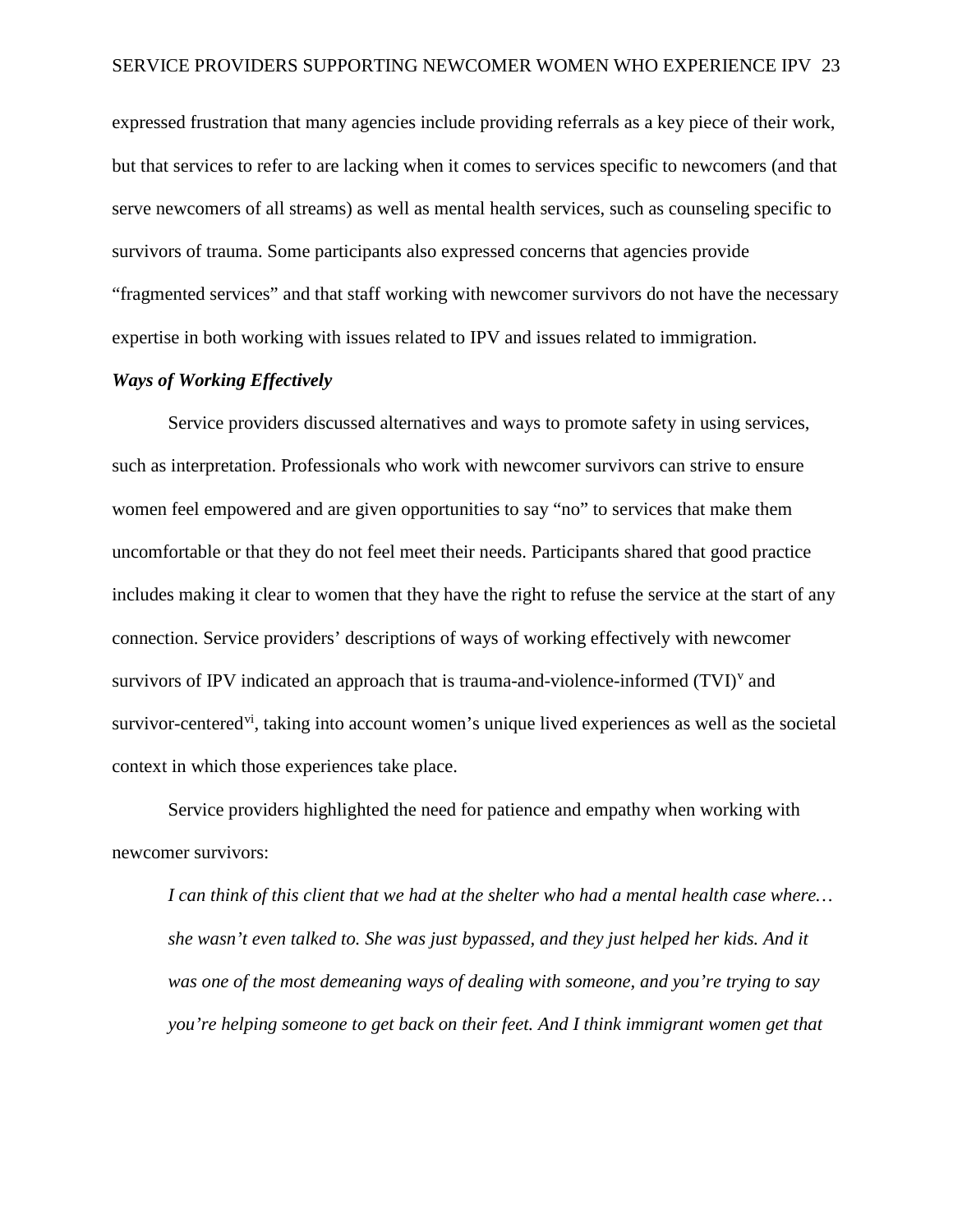expressed frustration that many agencies include providing referrals as a key piece of their work, but that services to refer to are lacking when it comes to services specific to newcomers (and that serve newcomers of all streams) as well as mental health services, such as counseling specific to survivors of trauma. Some participants also expressed concerns that agencies provide "fragmented services" and that staff working with newcomer survivors do not have the necessary expertise in both working with issues related to IPV and issues related to immigration.

### *Ways of Working Effectively*

Service providers discussed alternatives and ways to promote safety in using services, such as interpretation. Professionals who work with newcomer survivors can strive to ensure women feel empowered and are given opportunities to say "no" to services that make them uncomfortable or that they do not feel meet their needs. Participants shared that good practice includes making it clear to women that they have the right to refuse the service at the start of any connection. Service providers' descriptions of ways of working effectively with newcomer survivors of IPV indicated an approach that is trauma-and-violence-informed (TVI)[v] and survivor-centered[vi], taking into account women's unique lived experiences as well as the societal context in which those experiences take place.

Service providers highlighted the need for patience and empathy when working with newcomer survivors:

> *I can think of this client that we had at the shelter who had a mental health case where… she wasn't even talked to. She was just bypassed, and they just helped her kids. And it was one of the most demeaning ways of dealing with someone, and you're trying to say you're helping someone to get back on their feet. And I think immigrant women get that*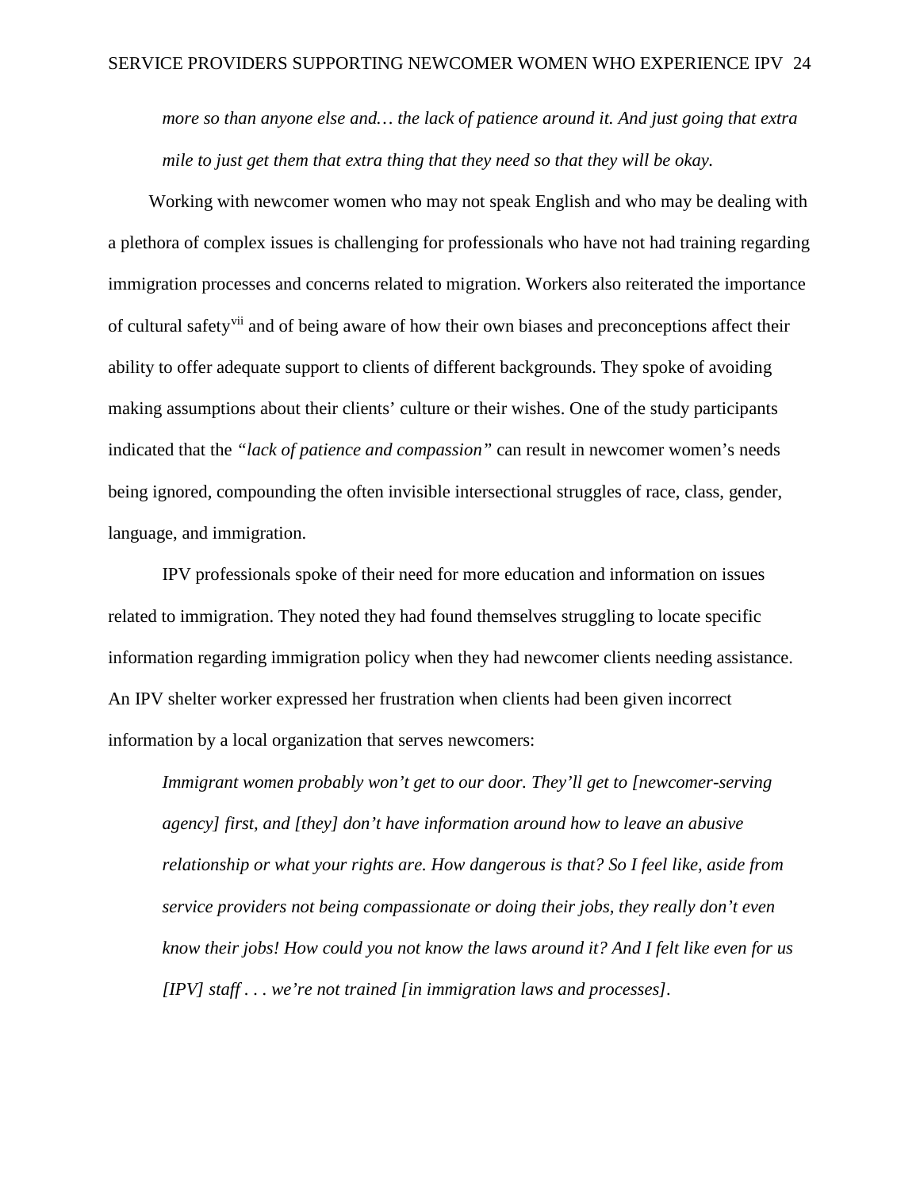*more so than anyone else and… the lack of patience around it. And just going that extra mile to just get them that extra thing that they need so that they will be okay.*

Working with newcomer women who may not speak English and who may be dealing with a plethora of complex issues is challenging for professionals who have not had training regarding immigration processes and concerns related to migration. Workers also reiterated the importance of cultural safety[vii] and of being aware of how their own biases and preconceptions affect their ability to offer adequate support to clients of different backgrounds. They spoke of avoiding making assumptions about their clients' culture or their wishes. One of the study participants indicated that the *"lack of patience and compassion"* can result in newcomer women's needs being ignored, compounding the often invisible intersectional struggles of race, class, gender, language, and immigration.

IPV professionals spoke of their need for more education and information on issues related to immigration. They noted they had found themselves struggling to locate specific information regarding immigration policy when they had newcomer clients needing assistance. An IPV shelter worker expressed her frustration when clients had been given incorrect information by a local organization that serves newcomers:

*Immigrant women probably won't get to our door. They'll get to [newcomer-serving agency] first, and [they] don't have information around how to leave an abusive relationship or what your rights are. How dangerous is that? So I feel like, aside from service providers not being compassionate or doing their jobs, they really don't even know their jobs! How could you not know the laws around it? And I felt like even for us [IPV] staff . . . we're not trained [in immigration laws and processes].*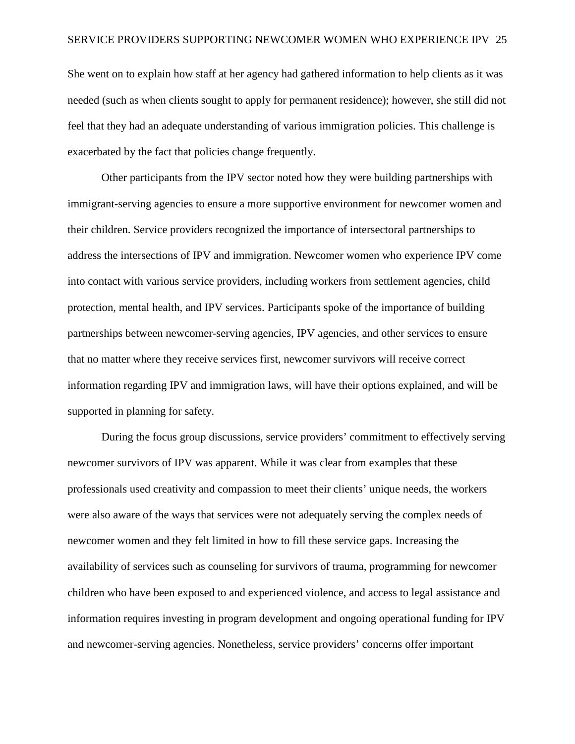She went on to explain how staff at her agency had gathered information to help clients as it was needed (such as when clients sought to apply for permanent residence); however, she still did not feel that they had an adequate understanding of various immigration policies. This challenge is exacerbated by the fact that policies change frequently.

Other participants from the IPV sector noted how they were building partnerships with immigrant-serving agencies to ensure a more supportive environment for newcomer women and their children. Service providers recognized the importance of intersectoral partnerships to address the intersections of IPV and immigration. Newcomer women who experience IPV come into contact with various service providers, including workers from settlement agencies, child protection, mental health, and IPV services. Participants spoke of the importance of building partnerships between newcomer-serving agencies, IPV agencies, and other services to ensure that no matter where they receive services first, newcomer survivors will receive correct information regarding IPV and immigration laws, will have their options explained, and will be supported in planning for safety.

During the focus group discussions, service providers' commitment to effectively serving newcomer survivors of IPV was apparent. While it was clear from examples that these professionals used creativity and compassion to meet their clients' unique needs, the workers were also aware of the ways that services were not adequately serving the complex needs of newcomer women and they felt limited in how to fill these service gaps. Increasing the availability of services such as counseling for survivors of trauma, programming for newcomer children who have been exposed to and experienced violence, and access to legal assistance and information requires investing in program development and ongoing operational funding for IPV and newcomer-serving agencies. Nonetheless, service providers' concerns offer important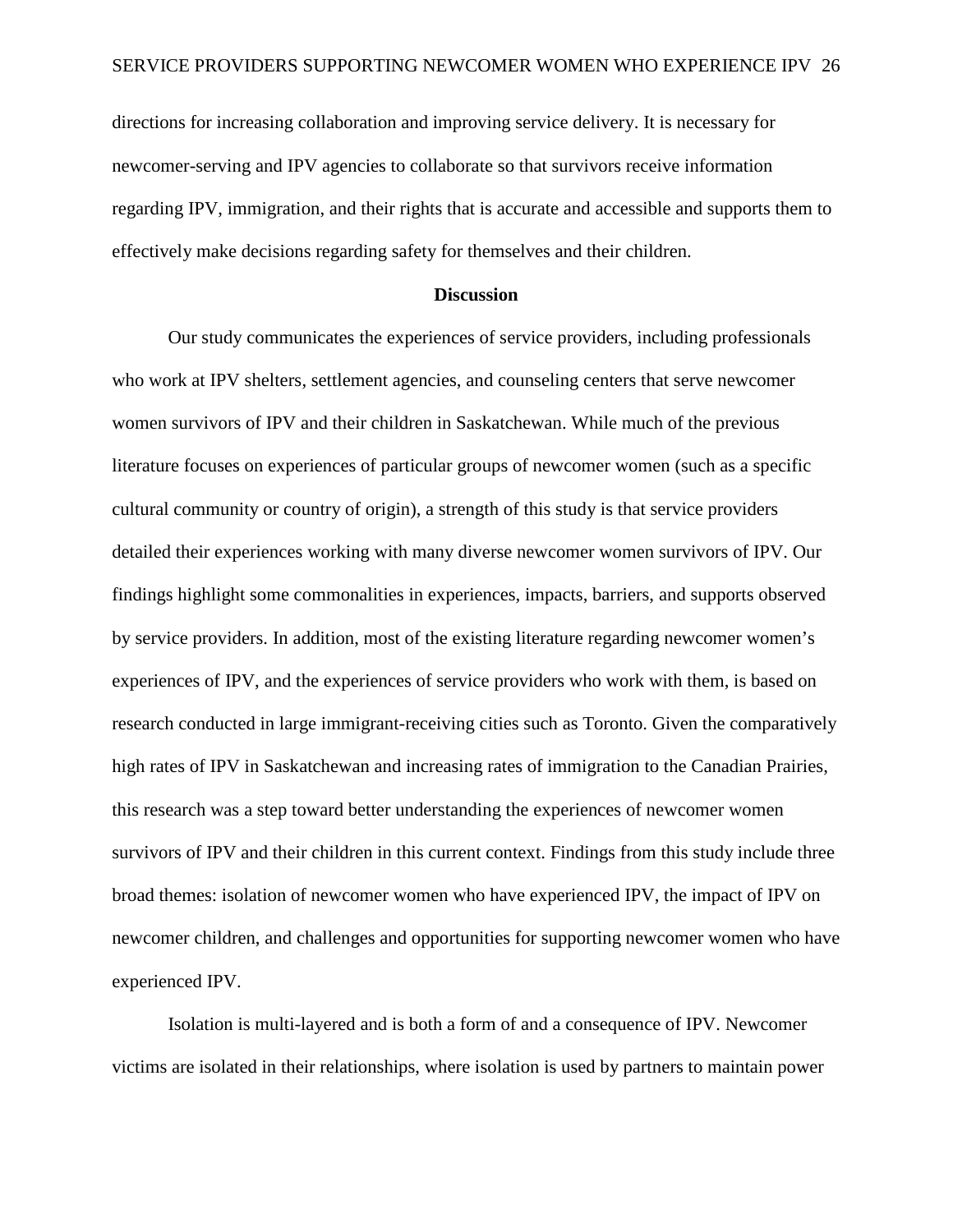directions for increasing collaboration and improving service delivery. It is necessary for newcomer-serving and IPV agencies to collaborate so that survivors receive information regarding IPV, immigration, and their rights that is accurate and accessible and supports them to effectively make decisions regarding safety for themselves and their children.

## Discussion

Our study communicates the experiences of service providers, including professionals who work at IPV shelters, settlement agencies, and counseling centers that serve newcomer women survivors of IPV and their children in Saskatchewan. While much of the previous literature focuses on experiences of particular groups of newcomer women (such as a specific cultural community or country of origin), a strength of this study is that service providers detailed their experiences working with many diverse newcomer women survivors of IPV. Our findings highlight some commonalities in experiences, impacts, barriers, and supports observed by service providers. In addition, most of the existing literature regarding newcomer women's experiences of IPV, and the experiences of service providers who work with them, is based on research conducted in large immigrant-receiving cities such as Toronto. Given the comparatively high rates of IPV in Saskatchewan and increasing rates of immigration to the Canadian Prairies, this research was a step toward better understanding the experiences of newcomer women survivors of IPV and their children in this current context. Findings from this study include three broad themes: isolation of newcomer women who have experienced IPV, the impact of IPV on newcomer children, and challenges and opportunities for supporting newcomer women who have experienced IPV.

Isolation is multi-layered and is both a form of and a consequence of IPV. Newcomer victims are isolated in their relationships, where isolation is used by partners to maintain power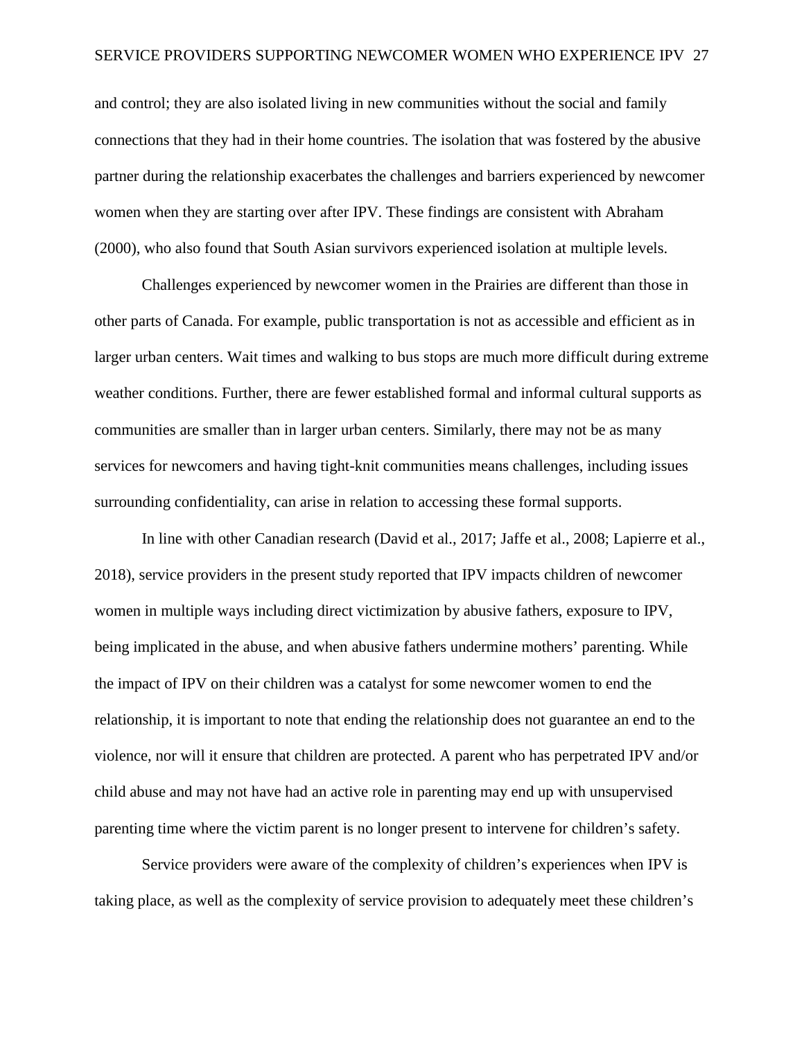and control; they are also isolated living in new communities without the social and family connections that they had in their home countries. The isolation that was fostered by the abusive partner during the relationship exacerbates the challenges and barriers experienced by newcomer women when they are starting over after IPV. These findings are consistent with Abraham (2000), who also found that South Asian survivors experienced isolation at multiple levels.

Challenges experienced by newcomer women in the Prairies are different than those in other parts of Canada. For example, public transportation is not as accessible and efficient as in larger urban centers. Wait times and walking to bus stops are much more difficult during extreme weather conditions. Further, there are fewer established formal and informal cultural supports as communities are smaller than in larger urban centers. Similarly, there may not be as many services for newcomers and having tight-knit communities means challenges, including issues surrounding confidentiality, can arise in relation to accessing these formal supports.

In line with other Canadian research (David et al., 2017; Jaffe et al., 2008; Lapierre et al., 2018), service providers in the present study reported that IPV impacts children of newcomer women in multiple ways including direct victimization by abusive fathers, exposure to IPV, being implicated in the abuse, and when abusive fathers undermine mothers' parenting. While the impact of IPV on their children was a catalyst for some newcomer women to end the relationship, it is important to note that ending the relationship does not guarantee an end to the violence, nor will it ensure that children are protected. A parent who has perpetrated IPV and/or child abuse and may not have had an active role in parenting may end up with unsupervised parenting time where the victim parent is no longer present to intervene for children's safety.

Service providers were aware of the complexity of children's experiences when IPV is taking place, as well as the complexity of service provision to adequately meet these children's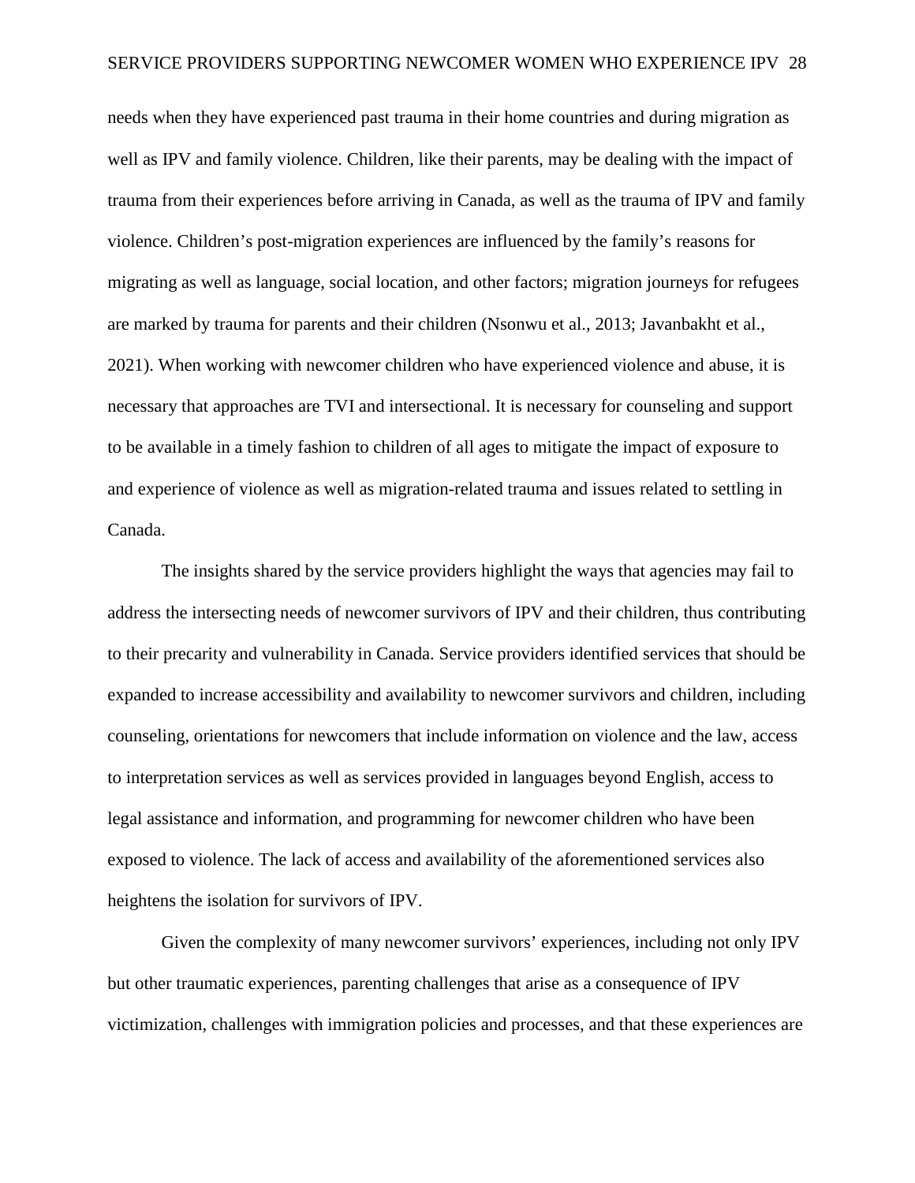needs when they have experienced past trauma in their home countries and during migration as well as IPV and family violence. Children, like their parents, may be dealing with the impact of trauma from their experiences before arriving in Canada, as well as the trauma of IPV and family violence. Children's post-migration experiences are influenced by the family's reasons for migrating as well as language, social location, and other factors; migration journeys for refugees are marked by trauma for parents and their children (Nsonwu et al., 2013; Javanbakht et al., 2021). When working with newcomer children who have experienced violence and abuse, it is necessary that approaches are TVI and intersectional. It is necessary for counseling and support to be available in a timely fashion to children of all ages to mitigate the impact of exposure to and experience of violence as well as migration-related trauma and issues related to settling in Canada.

The insights shared by the service providers highlight the ways that agencies may fail to address the intersecting needs of newcomer survivors of IPV and their children, thus contributing to their precarity and vulnerability in Canada. Service providers identified services that should be expanded to increase accessibility and availability to newcomer survivors and children, including counseling, orientations for newcomers that include information on violence and the law, access to interpretation services as well as services provided in languages beyond English, access to legal assistance and information, and programming for newcomer children who have been exposed to violence. The lack of access and availability of the aforementioned services also heightens the isolation for survivors of IPV.

Given the complexity of many newcomer survivors' experiences, including not only IPV but other traumatic experiences, parenting challenges that arise as a consequence of IPV victimization, challenges with immigration policies and processes, and that these experiences are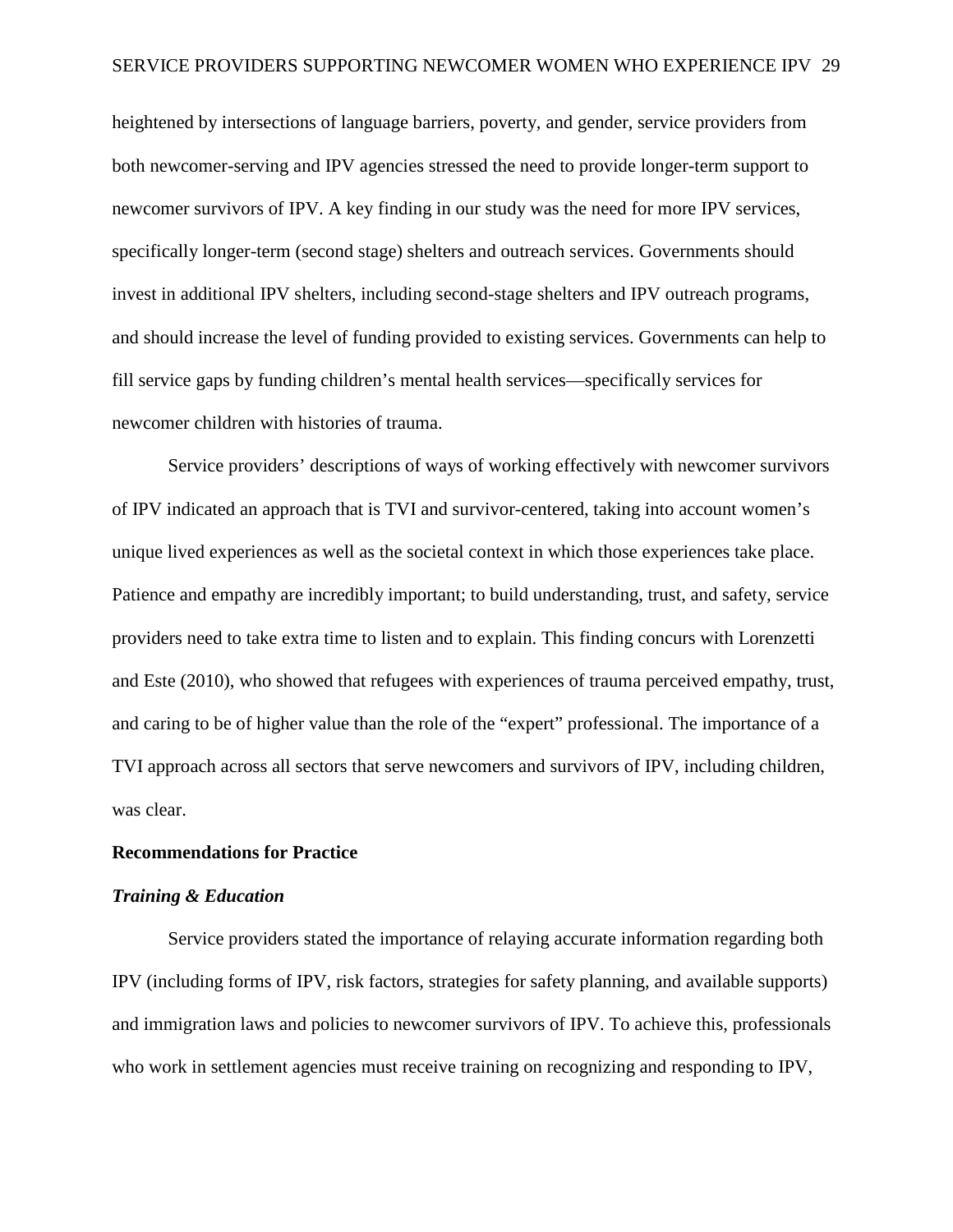heightened by intersections of language barriers, poverty, and gender, service providers from both newcomer-serving and IPV agencies stressed the need to provide longer-term support to newcomer survivors of IPV. A key finding in our study was the need for more IPV services, specifically longer-term (second stage) shelters and outreach services. Governments should invest in additional IPV shelters, including second-stage shelters and IPV outreach programs, and should increase the level of funding provided to existing services. Governments can help to fill service gaps by funding children's mental health services—specifically services for newcomer children with histories of trauma.

Service providers' descriptions of ways of working effectively with newcomer survivors of IPV indicated an approach that is TVI and survivor-centered, taking into account women's unique lived experiences as well as the societal context in which those experiences take place. Patience and empathy are incredibly important; to build understanding, trust, and safety, service providers need to take extra time to listen and to explain. This finding concurs with Lorenzetti and Este (2010), who showed that refugees with experiences of trauma perceived empathy, trust, and caring to be of higher value than the role of the "expert" professional. The importance of a TVI approach across all sectors that serve newcomers and survivors of IPV, including children, was clear.

## Recommendations for Practice

### *Training & Education*

Service providers stated the importance of relaying accurate information regarding both IPV (including forms of IPV, risk factors, strategies for safety planning, and available supports) and immigration laws and policies to newcomer survivors of IPV. To achieve this, professionals who work in settlement agencies must receive training on recognizing and responding to IPV,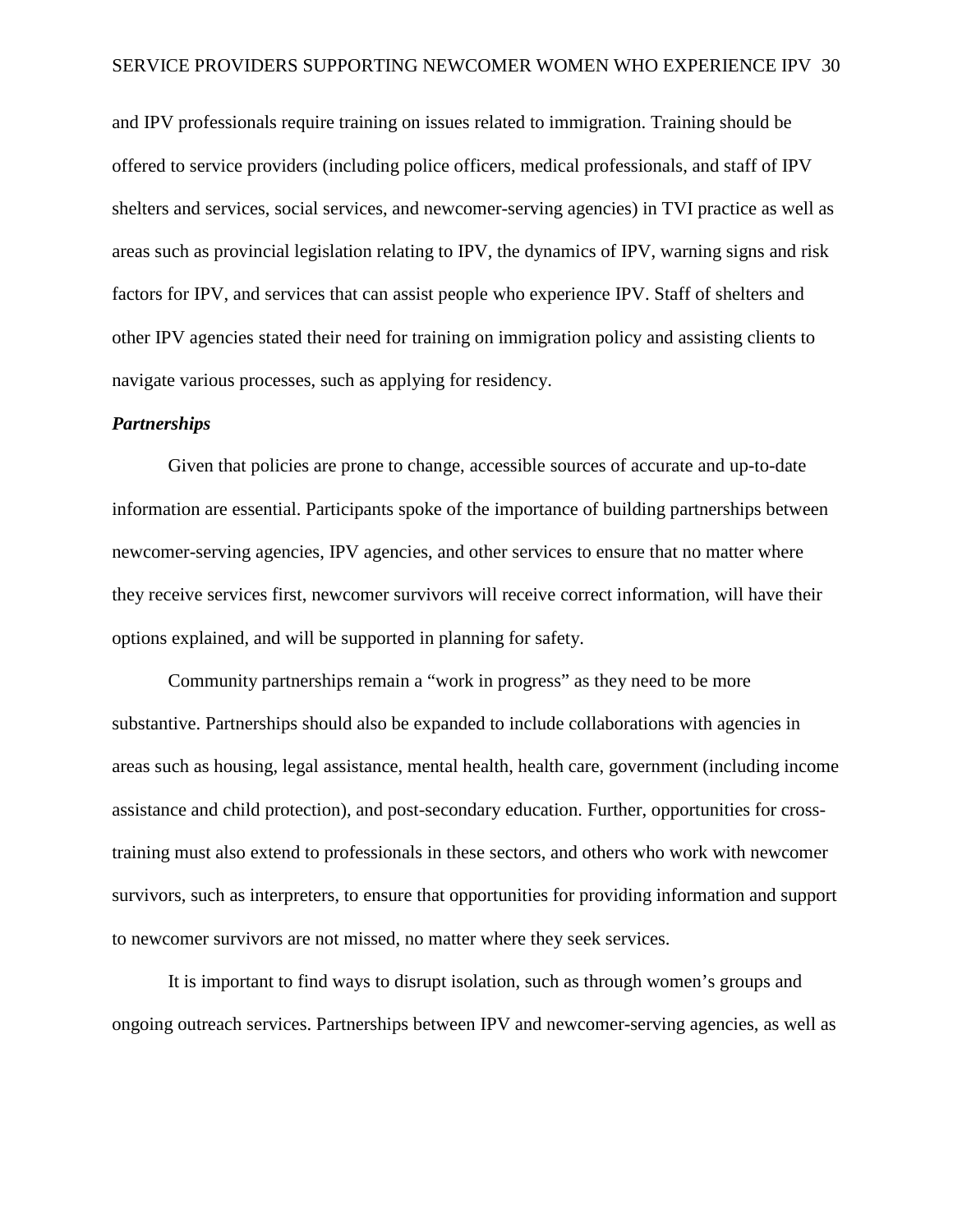and IPV professionals require training on issues related to immigration. Training should be offered to service providers (including police officers, medical professionals, and staff of IPV shelters and services, social services, and newcomer-serving agencies) in TVI practice as well as areas such as provincial legislation relating to IPV, the dynamics of IPV, warning signs and risk factors for IPV, and services that can assist people who experience IPV. Staff of shelters and other IPV agencies stated their need for training on immigration policy and assisting clients to navigate various processes, such as applying for residency.

***Partnerships***

Given that policies are prone to change, accessible sources of accurate and up-to-date information are essential. Participants spoke of the importance of building partnerships between newcomer-serving agencies, IPV agencies, and other services to ensure that no matter where they receive services first, newcomer survivors will receive correct information, will have their options explained, and will be supported in planning for safety.

Community partnerships remain a "work in progress" as they need to be more substantive. Partnerships should also be expanded to include collaborations with agencies in areas such as housing, legal assistance, mental health, health care, government (including income assistance and child protection), and post-secondary education. Further, opportunities for cross-training must also extend to professionals in these sectors, and others who work with newcomer survivors, such as interpreters, to ensure that opportunities for providing information and support to newcomer survivors are not missed, no matter where they seek services.

It is important to find ways to disrupt isolation, such as through women's groups and ongoing outreach services. Partnerships between IPV and newcomer-serving agencies, as well as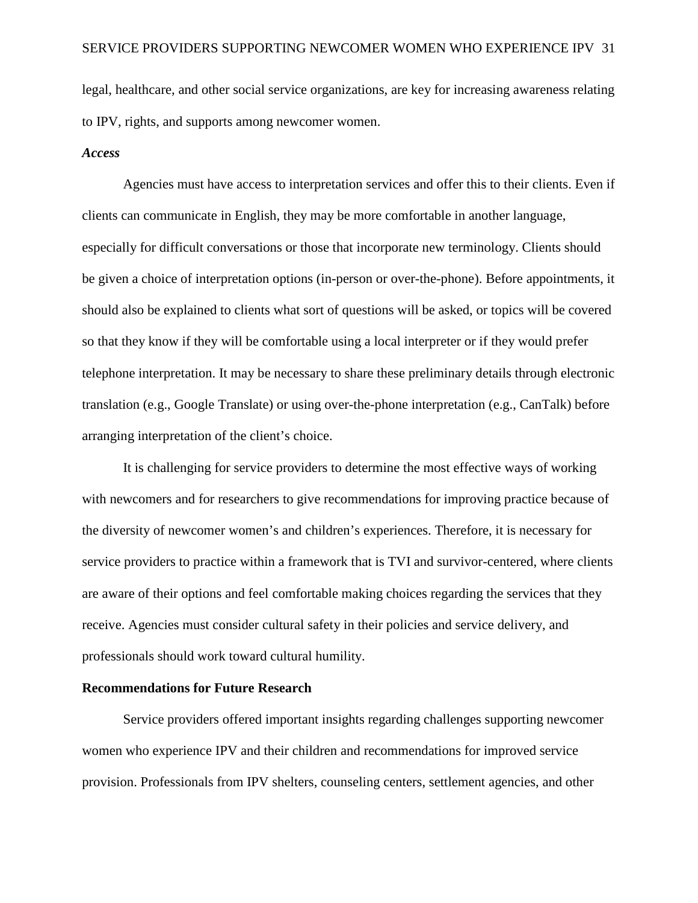legal, healthcare, and other social service organizations, are key for increasing awareness relating to IPV, rights, and supports among newcomer women.

#### *Access*

Agencies must have access to interpretation services and offer this to their clients. Even if clients can communicate in English, they may be more comfortable in another language, especially for difficult conversations or those that incorporate new terminology. Clients should be given a choice of interpretation options (in-person or over-the-phone). Before appointments, it should also be explained to clients what sort of questions will be asked, or topics will be covered so that they know if they will be comfortable using a local interpreter or if they would prefer telephone interpretation. It may be necessary to share these preliminary details through electronic translation (e.g., Google Translate) or using over-the-phone interpretation (e.g., CanTalk) before arranging interpretation of the client's choice.

It is challenging for service providers to determine the most effective ways of working with newcomers and for researchers to give recommendations for improving practice because of the diversity of newcomer women's and children's experiences. Therefore, it is necessary for service providers to practice within a framework that is TVI and survivor-centered, where clients are aware of their options and feel comfortable making choices regarding the services that they receive. Agencies must consider cultural safety in their policies and service delivery, and professionals should work toward cultural humility.

### Recommendations for Future Research

Service providers offered important insights regarding challenges supporting newcomer women who experience IPV and their children and recommendations for improved service provision. Professionals from IPV shelters, counseling centers, settlement agencies, and other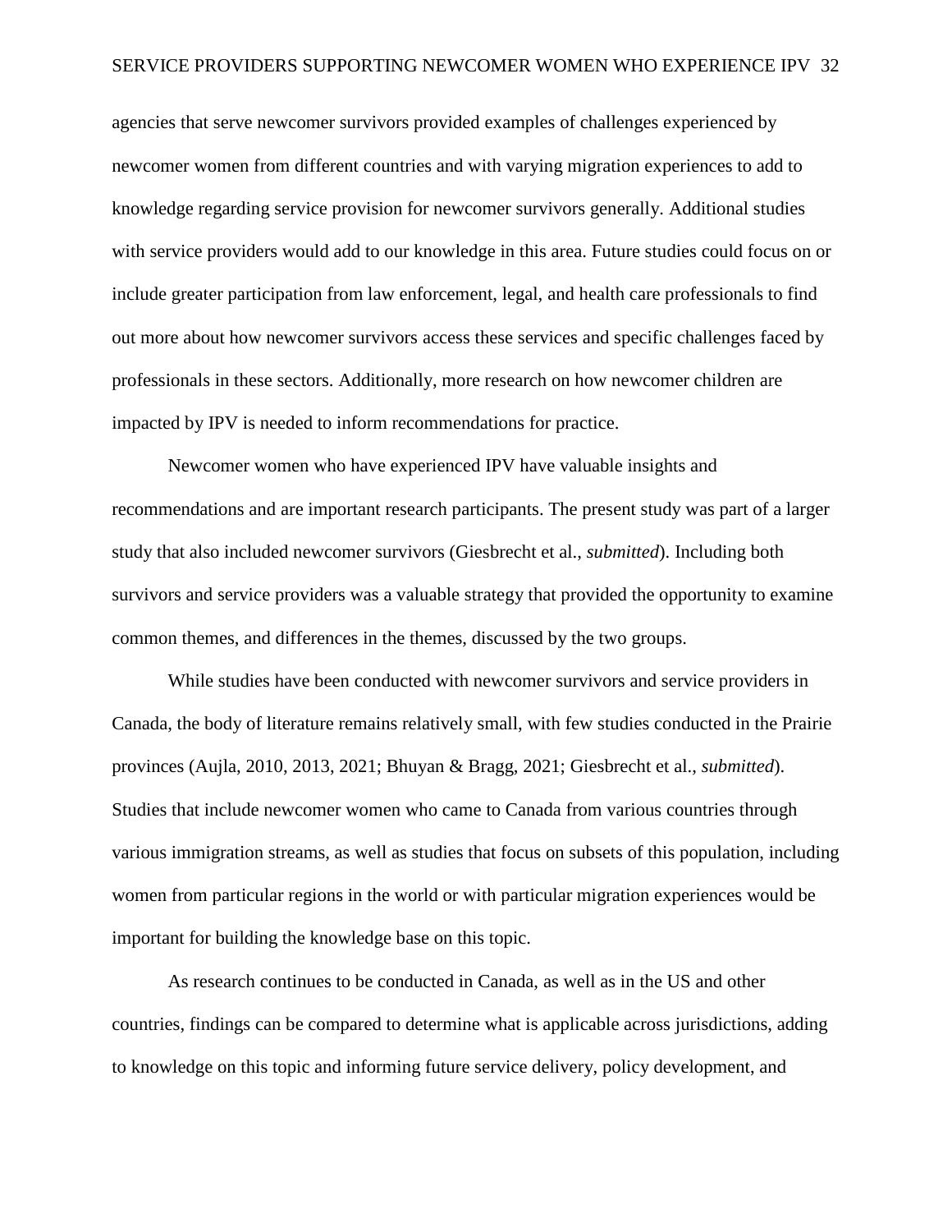agencies that serve newcomer survivors provided examples of challenges experienced by newcomer women from different countries and with varying migration experiences to add to knowledge regarding service provision for newcomer survivors generally. Additional studies with service providers would add to our knowledge in this area. Future studies could focus on or include greater participation from law enforcement, legal, and health care professionals to find out more about how newcomer survivors access these services and specific challenges faced by professionals in these sectors. Additionally, more research on how newcomer children are impacted by IPV is needed to inform recommendations for practice.

Newcomer women who have experienced IPV have valuable insights and recommendations and are important research participants. The present study was part of a larger study that also included newcomer survivors (Giesbrecht et al., *submitted*). Including both survivors and service providers was a valuable strategy that provided the opportunity to examine common themes, and differences in the themes, discussed by the two groups.

While studies have been conducted with newcomer survivors and service providers in Canada, the body of literature remains relatively small, with few studies conducted in the Prairie provinces (Aujla, 2010, 2013, 2021; Bhuyan & Bragg, 2021; Giesbrecht et al., *submitted*). Studies that include newcomer women who came to Canada from various countries through various immigration streams, as well as studies that focus on subsets of this population, including women from particular regions in the world or with particular migration experiences would be important for building the knowledge base on this topic.

As research continues to be conducted in Canada, as well as in the US and other countries, findings can be compared to determine what is applicable across jurisdictions, adding to knowledge on this topic and informing future service delivery, policy development, and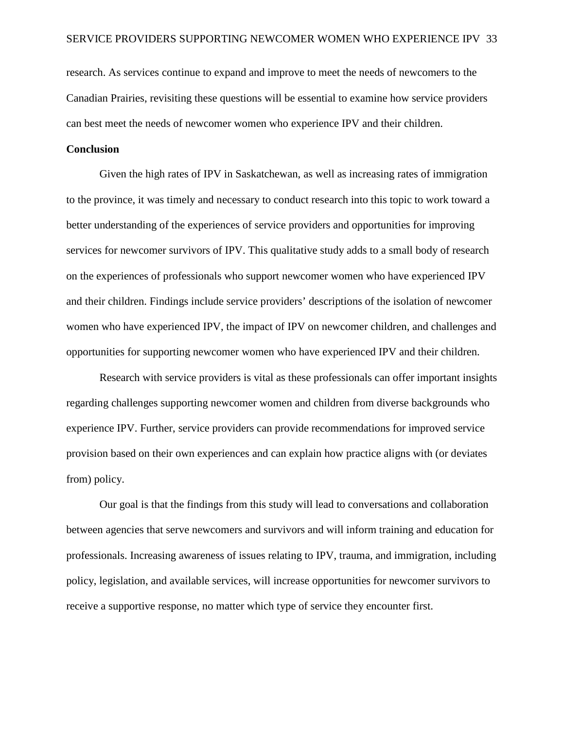research. As services continue to expand and improve to meet the needs of newcomers to the Canadian Prairies, revisiting these questions will be essential to examine how service providers can best meet the needs of newcomer women who experience IPV and their children.

## Conclusion

Given the high rates of IPV in Saskatchewan, as well as increasing rates of immigration to the province, it was timely and necessary to conduct research into this topic to work toward a better understanding of the experiences of service providers and opportunities for improving services for newcomer survivors of IPV. This qualitative study adds to a small body of research on the experiences of professionals who support newcomer women who have experienced IPV and their children. Findings include service providers' descriptions of the isolation of newcomer women who have experienced IPV, the impact of IPV on newcomer children, and challenges and opportunities for supporting newcomer women who have experienced IPV and their children.

Research with service providers is vital as these professionals can offer important insights regarding challenges supporting newcomer women and children from diverse backgrounds who experience IPV. Further, service providers can provide recommendations for improved service provision based on their own experiences and can explain how practice aligns with (or deviates from) policy.

Our goal is that the findings from this study will lead to conversations and collaboration between agencies that serve newcomers and survivors and will inform training and education for professionals. Increasing awareness of issues relating to IPV, trauma, and immigration, including policy, legislation, and available services, will increase opportunities for newcomer survivors to receive a supportive response, no matter which type of service they encounter first.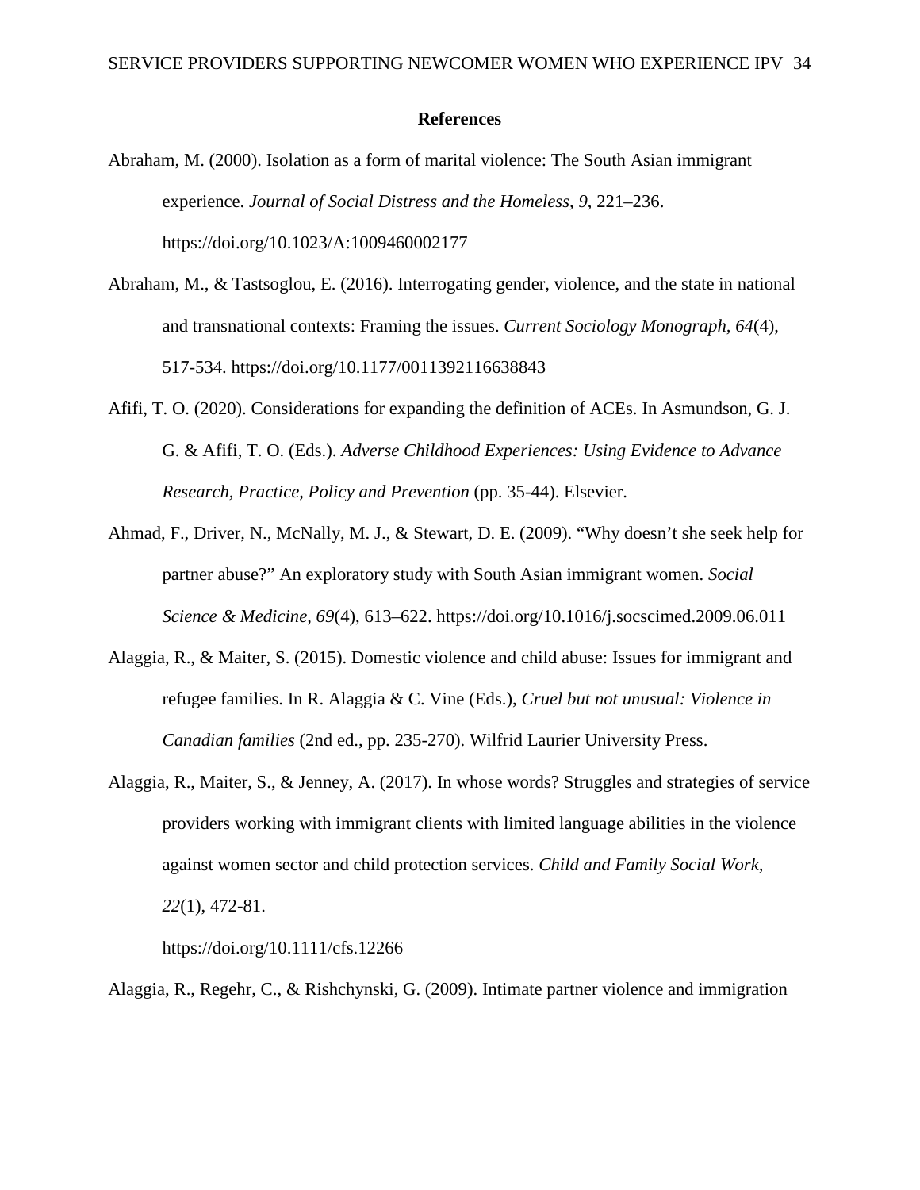# References

Abraham, M. (2000). Isolation as a form of marital violence: The South Asian immigrant experience. *Journal of Social Distress and the Homeless, 9*, 221–236. https://doi.org/10.1023/A:1009460002177

Abraham, M., & Tastsoglou, E. (2016). Interrogating gender, violence, and the state in national and transnational contexts: Framing the issues. *Current Sociology Monograph, 64*(4), 517-534. https://doi.org/10.1177/0011392116638843

Afifi, T. O. (2020). Considerations for expanding the definition of ACEs. In Asmundson, G. J. G. & Afifi, T. O. (Eds.). *Adverse Childhood Experiences: Using Evidence to Advance Research, Practice, Policy and Prevention* (pp. 35-44). Elsevier.

Ahmad, F., Driver, N., McNally, M. J., & Stewart, D. E. (2009). "Why doesn't she seek help for partner abuse?" An exploratory study with South Asian immigrant women. *Social Science & Medicine, 69*(4), 613–622. https://doi.org/10.1016/j.socscimed.2009.06.011

Alaggia, R., & Maiter, S. (2015). Domestic violence and child abuse: Issues for immigrant and refugee families. In R. Alaggia & C. Vine (Eds.), *Cruel but not unusual: Violence in Canadian families* (2nd ed., pp. 235-270). Wilfrid Laurier University Press.

Alaggia, R., Maiter, S., & Jenney, A. (2017). In whose words? Struggles and strategies of service providers working with immigrant clients with limited language abilities in the violence against women sector and child protection services. *Child and Family Social Work, 22*(1), 472-81. https://doi.org/10.1111/cfs.12266

Alaggia, R., Regehr, C., & Rishchynski, G. (2009). Intimate partner violence and immigration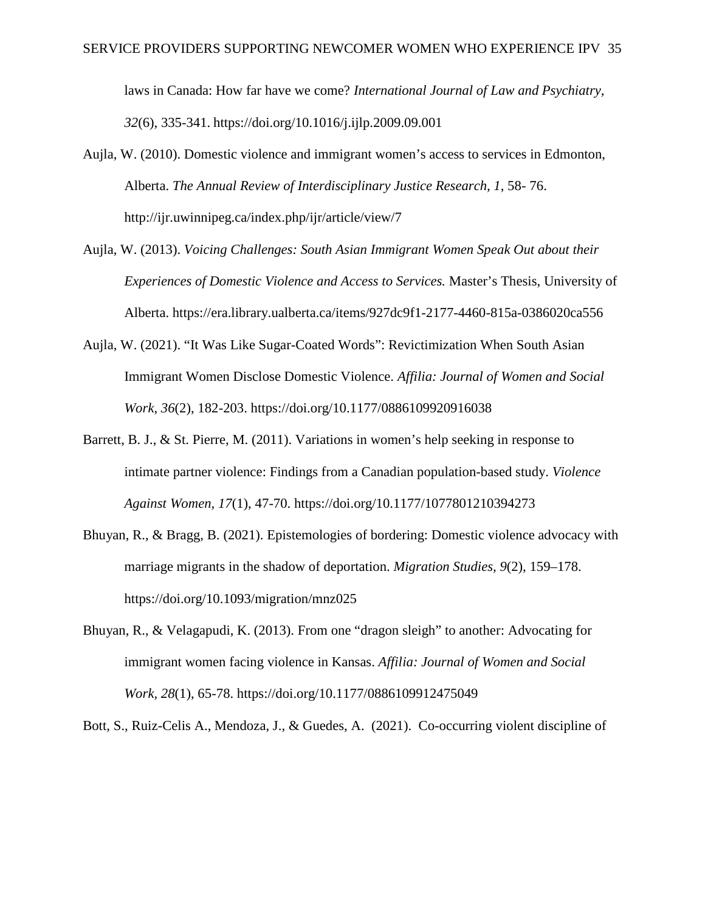laws in Canada: How far have we come? *International Journal of Law and Psychiatry, 32*(6), 335-341. https://doi.org/10.1016/j.ijlp.2009.09.001

Aujla, W. (2010). Domestic violence and immigrant women's access to services in Edmonton, Alberta. *The Annual Review of Interdisciplinary Justice Research, 1*, 58- 76. http://ijr.uwinnipeg.ca/index.php/ijr/article/view/7

Aujla, W. (2013). *Voicing Challenges: South Asian Immigrant Women Speak Out about their Experiences of Domestic Violence and Access to Services.* Master's Thesis, University of Alberta. https://era.library.ualberta.ca/items/927dc9f1-2177-4460-815a-0386020ca556

Aujla, W. (2021). "It Was Like Sugar-Coated Words": Revictimization When South Asian Immigrant Women Disclose Domestic Violence. *Affilia: Journal of Women and Social Work, 36*(2), 182-203. https://doi.org/10.1177/0886109920916038

Barrett, B. J., & St. Pierre, M. (2011). Variations in women's help seeking in response to intimate partner violence: Findings from a Canadian population-based study. *Violence Against Women, 17*(1), 47-70. https://doi.org/10.1177/1077801210394273

Bhuyan, R., & Bragg, B. (2021). Epistemologies of bordering: Domestic violence advocacy with marriage migrants in the shadow of deportation. *Migration Studies, 9*(2), 159–178. https://doi.org/10.1093/migration/mnz025

Bhuyan, R., & Velagapudi, K. (2013). From one "dragon sleigh" to another: Advocating for immigrant women facing violence in Kansas. *Affilia: Journal of Women and Social Work, 28*(1), 65-78. https://doi.org/10.1177/0886109912475049

Bott, S., Ruiz-Celis A., Mendoza, J., & Guedes, A. (2021). Co-occurring violent discipline of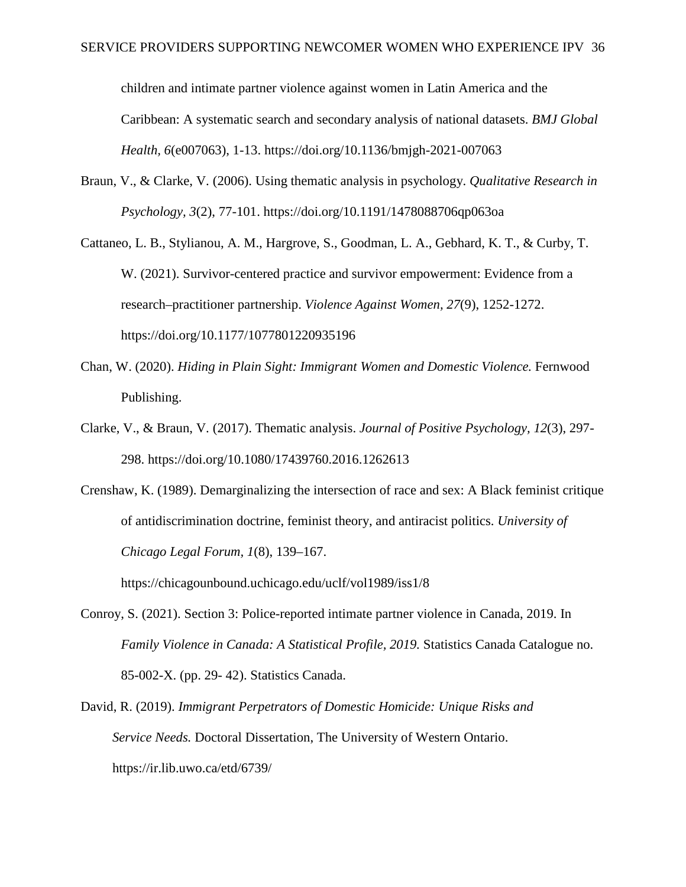children and intimate partner violence against women in Latin America and the Caribbean: A systematic search and secondary analysis of national datasets. *BMJ Global Health*, *6*(e007063), 1-13. https://doi.org/10.1136/bmjgh-2021-007063

Braun, V., & Clarke, V. (2006). Using thematic analysis in psychology. *Qualitative Research in Psychology, 3*(2), 77-101. https://doi.org/10.1191/1478088706qp063oa

Cattaneo, L. B., Stylianou, A. M., Hargrove, S., Goodman, L. A., Gebhard, K. T., & Curby, T. W. (2021). Survivor-centered practice and survivor empowerment: Evidence from a research–practitioner partnership. *Violence Against Women, 27*(9), 1252-1272. https://doi.org/10.1177/1077801220935196

Chan, W. (2020). *Hiding in Plain Sight: Immigrant Women and Domestic Violence.* Fernwood Publishing.

Clarke, V., & Braun, V. (2017). Thematic analysis. *Journal of Positive Psychology, 12*(3), 297-298. https://doi.org/10.1080/17439760.2016.1262613

Crenshaw, K. (1989). Demarginalizing the intersection of race and sex: A Black feminist critique of antidiscrimination doctrine, feminist theory, and antiracist politics. *University of Chicago Legal Forum, 1*(8), 139–167. https://chicagounbound.uchicago.edu/uclf/vol1989/iss1/8

Conroy, S. (2021). Section 3: Police-reported intimate partner violence in Canada, 2019. In *Family Violence in Canada: A Statistical Profile, 2019.* Statistics Canada Catalogue no. 85-002-X. (pp. 29- 42). Statistics Canada.

David, R. (2019). *Immigrant Perpetrators of Domestic Homicide: Unique Risks and Service Needs.* Doctoral Dissertation, The University of Western Ontario. https://ir.lib.uwo.ca/etd/6739/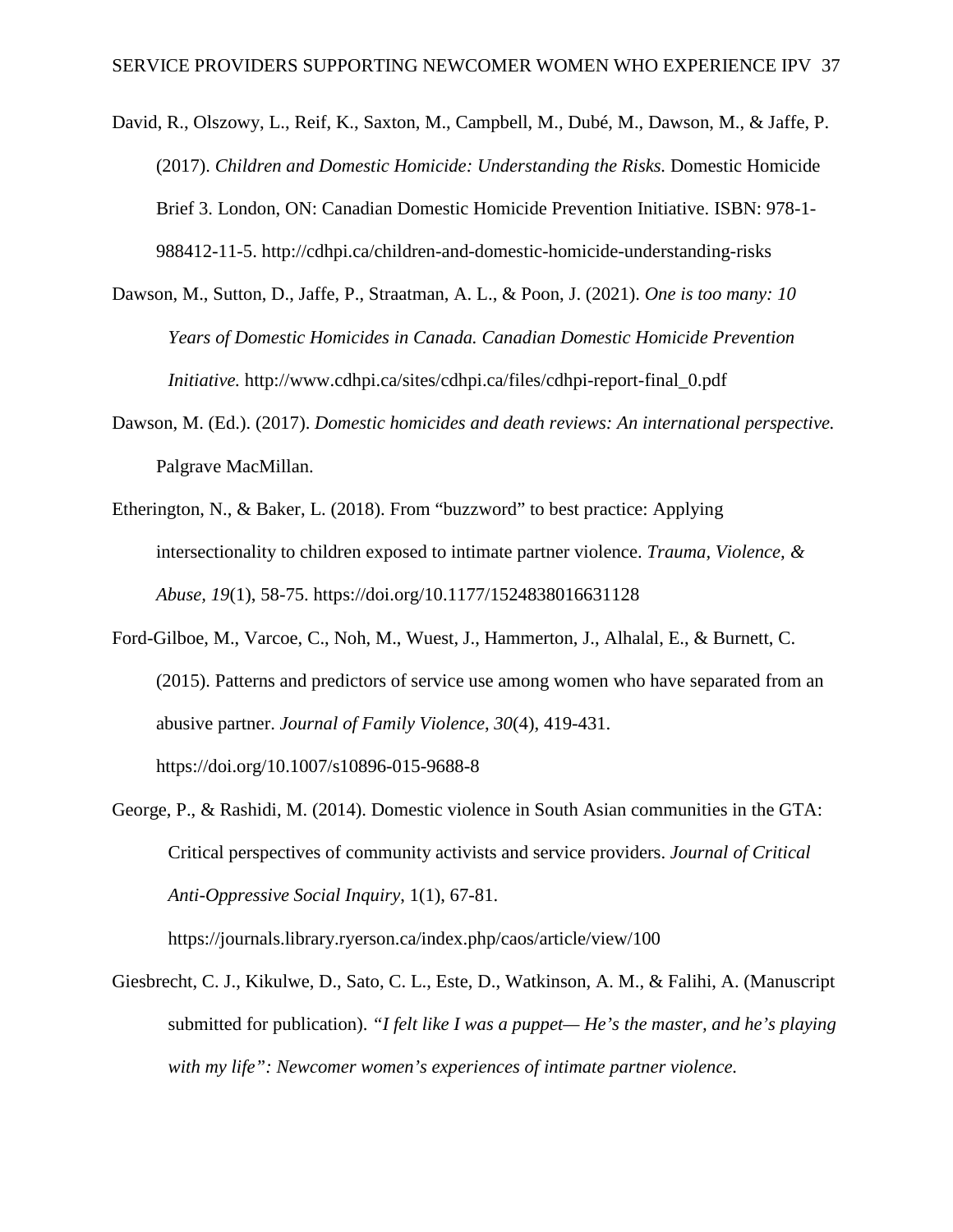David, R., Olszowy, L., Reif, K., Saxton, M., Campbell, M., Dubé, M., Dawson, M., & Jaffe, P. (2017). *Children and Domestic Homicide: Understanding the Risks.* Domestic Homicide Brief 3. London, ON: Canadian Domestic Homicide Prevention Initiative. ISBN: 978-1-988412-11-5. http://cdhpi.ca/children-and-domestic-homicide-understanding-risks

Dawson, M., Sutton, D., Jaffe, P., Straatman, A. L., & Poon, J. (2021). *One is too many: 10 Years of Domestic Homicides in Canada. Canadian Domestic Homicide Prevention Initiative.* http://www.cdhpi.ca/sites/cdhpi.ca/files/cdhpi-report-final_0.pdf

Dawson, M. (Ed.). (2017). *Domestic homicides and death reviews: An international perspective.* Palgrave MacMillan.

Etherington, N., & Baker, L. (2018). From "buzzword" to best practice: Applying intersectionality to children exposed to intimate partner violence. *Trauma, Violence, & Abuse, 19*(1), 58-75. https://doi.org/10.1177/1524838016631128

Ford-Gilboe, M., Varcoe, C., Noh, M., Wuest, J., Hammerton, J., Alhalal, E., & Burnett, C. (2015). Patterns and predictors of service use among women who have separated from an abusive partner. *Journal of Family Violence*, *30*(4), 419-431. https://doi.org/10.1007/s10896-015-9688-8

George, P., & Rashidi, M. (2014). Domestic violence in South Asian communities in the GTA: Critical perspectives of community activists and service providers. *Journal of Critical Anti-Oppressive Social Inquiry*, 1(1), 67-81. https://journals.library.ryerson.ca/index.php/caos/article/view/100

Giesbrecht, C. J., Kikulwe, D., Sato, C. L., Este, D., Watkinson, A. M., & Falihi, A. (Manuscript submitted for publication). *"I felt like I was a puppet— He's the master, and he's playing with my life": Newcomer women's experiences of intimate partner violence.*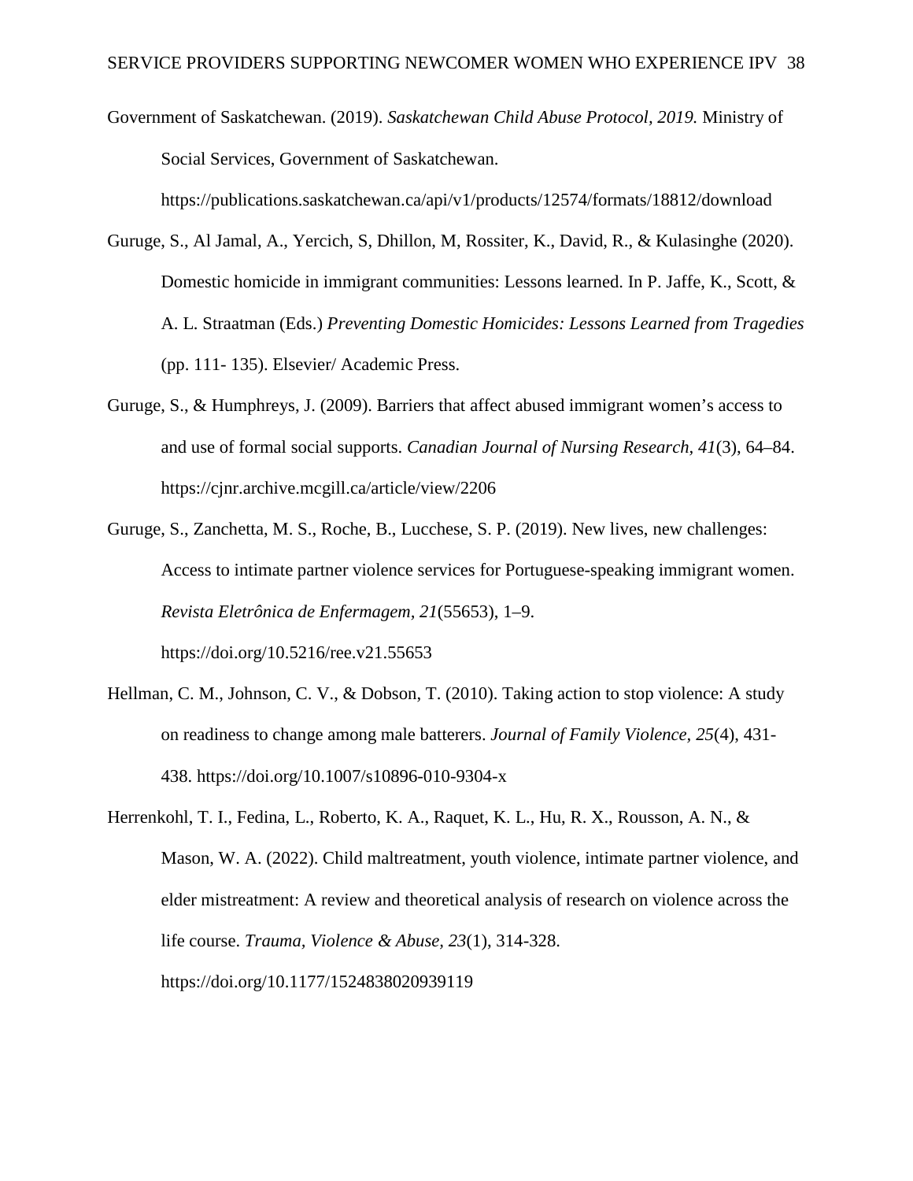Government of Saskatchewan. (2019). *Saskatchewan Child Abuse Protocol, 2019.* Ministry of Social Services, Government of Saskatchewan. https://publications.saskatchewan.ca/api/v1/products/12574/formats/18812/download

Guruge, S., Al Jamal, A., Yercich, S, Dhillon, M, Rossiter, K., David, R., & Kulasinghe (2020). Domestic homicide in immigrant communities: Lessons learned. In P. Jaffe, K., Scott, & A. L. Straatman (Eds.) *Preventing Domestic Homicides: Lessons Learned from Tragedies* (pp. 111- 135). Elsevier/ Academic Press.

Guruge, S., & Humphreys, J. (2009). Barriers that affect abused immigrant women's access to and use of formal social supports. *Canadian Journal of Nursing Research, 41*(3), 64–84. https://cjnr.archive.mcgill.ca/article/view/2206

Guruge, S., Zanchetta, M. S., Roche, B., Lucchese, S. P. (2019). New lives, new challenges: Access to intimate partner violence services for Portuguese-speaking immigrant women. *Revista Eletrônica de Enfermagem, 21*(55653), 1–9. https://doi.org/10.5216/ree.v21.55653

Hellman, C. M., Johnson, C. V., & Dobson, T. (2010). Taking action to stop violence: A study on readiness to change among male batterers. *Journal of Family Violence, 25*(4), 431-438. https://doi.org/10.1007/s10896-010-9304-x

Herrenkohl, T. I., Fedina, L., Roberto, K. A., Raquet, K. L., Hu, R. X., Rousson, A. N., & Mason, W. A. (2022). Child maltreatment, youth violence, intimate partner violence, and elder mistreatment: A review and theoretical analysis of research on violence across the life course. *Trauma, Violence & Abuse, 23*(1), 314-328. https://doi.org/10.1177/1524838020939119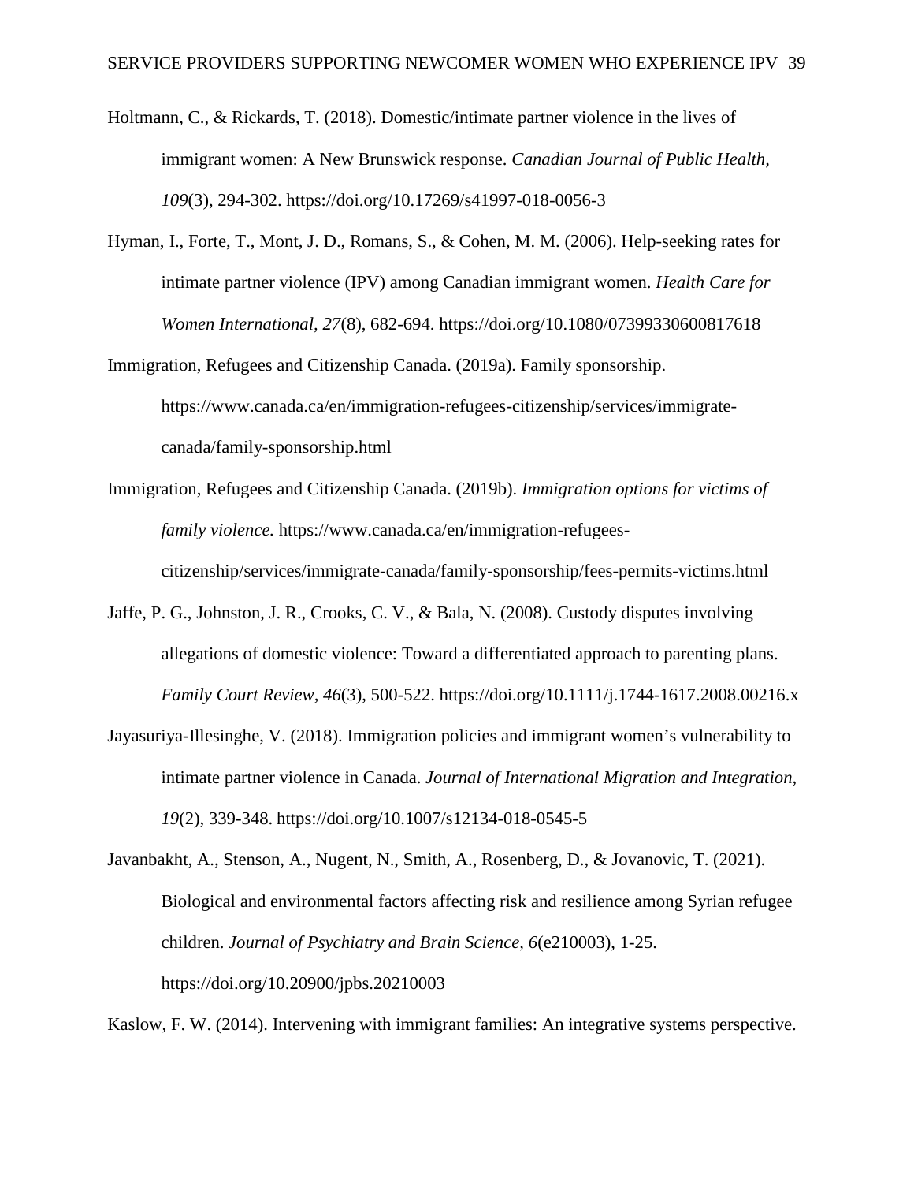Holtmann, C., & Rickards, T. (2018). Domestic/intimate partner violence in the lives of immigrant women: A New Brunswick response. *Canadian Journal of Public Health*, *109*(3), 294-302. https://doi.org/10.17269/s41997-018-0056-3

Hyman, I., Forte, T., Mont, J. D., Romans, S., & Cohen, M. M. (2006). Help-seeking rates for intimate partner violence (IPV) among Canadian immigrant women. *Health Care for Women International*, *27*(8), 682-694. https://doi.org/10.1080/07399330600817618

Immigration, Refugees and Citizenship Canada. (2019a). Family sponsorship. https://www.canada.ca/en/immigration-refugees-citizenship/services/immigrate-canada/family-sponsorship.html

Immigration, Refugees and Citizenship Canada. (2019b). *Immigration options for victims of family violence.* https://www.canada.ca/en/immigration-refugees-citizenship/services/immigrate-canada/family-sponsorship/fees-permits-victims.html

Jaffe, P. G., Johnston, J. R., Crooks, C. V., & Bala, N. (2008). Custody disputes involving allegations of domestic violence: Toward a differentiated approach to parenting plans. *Family Court Review*, *46*(3), 500-522. https://doi.org/10.1111/j.1744-1617.2008.00216.x

Jayasuriya-Illesinghe, V. (2018). Immigration policies and immigrant women's vulnerability to intimate partner violence in Canada. *Journal of International Migration and Integration*, *19*(2), 339-348. https://doi.org/10.1007/s12134-018-0545-5

Javanbakht, A., Stenson, A., Nugent, N., Smith, A., Rosenberg, D., & Jovanovic, T. (2021). Biological and environmental factors affecting risk and resilience among Syrian refugee children. *Journal of Psychiatry and Brain Science*, *6*(e210003), 1-25. https://doi.org/10.20900/jpbs.20210003

Kaslow, F. W. (2014). Intervening with immigrant families: An integrative systems perspective.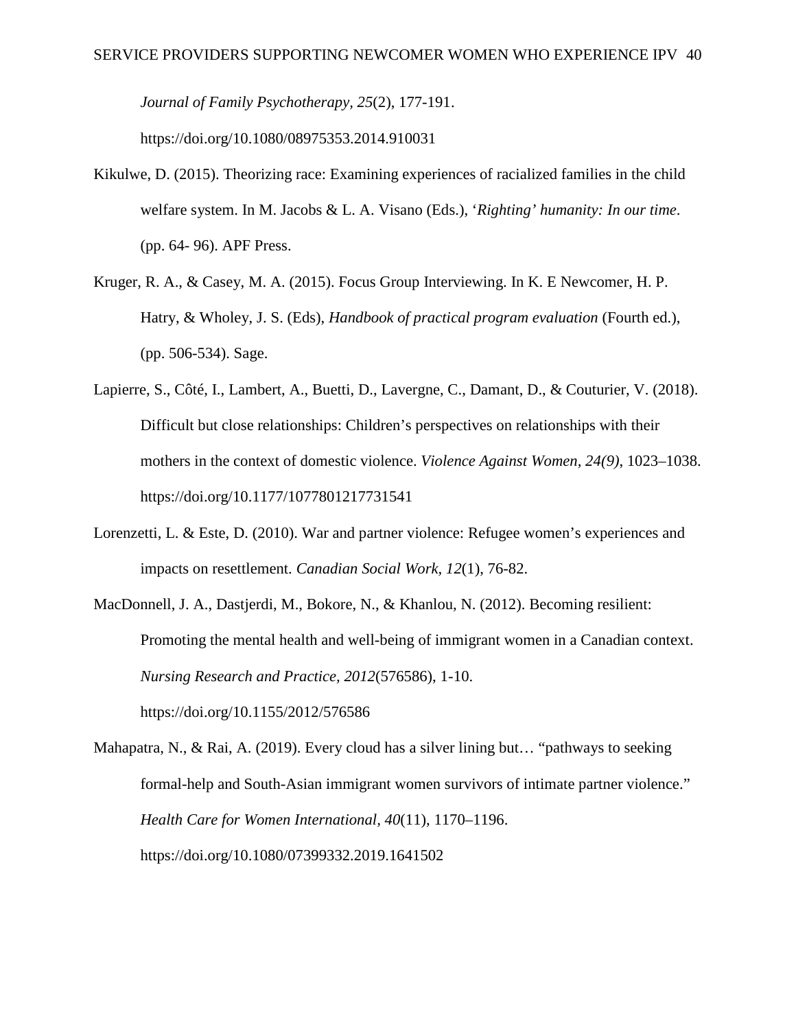*Journal of Family Psychotherapy, 25*(2), 177-191. https://doi.org/10.1080/08975353.2014.910031

Kikulwe, D. (2015). Theorizing race: Examining experiences of racialized families in the child welfare system. In M. Jacobs & L. A. Visano (Eds.), '*Righting' humanity: In our time*. (pp. 64- 96). APF Press.

Kruger, R. A., & Casey, M. A. (2015). Focus Group Interviewing. In K. E Newcomer, H. P. Hatry, & Wholey, J. S. (Eds), *Handbook of practical program evaluation* (Fourth ed.), (pp. 506-534). Sage.

Lapierre, S., Côté, I., Lambert, A., Buetti, D., Lavergne, C., Damant, D., & Couturier, V. (2018). Difficult but close relationships: Children's perspectives on relationships with their mothers in the context of domestic violence. *Violence Against Women, 24(9)*, 1023–1038. https://doi.org/10.1177/1077801217731541

Lorenzetti, L. & Este, D. (2010). War and partner violence: Refugee women's experiences and impacts on resettlement. *Canadian Social Work, 12*(1), 76-82.

MacDonnell, J. A., Dastjerdi, M., Bokore, N., & Khanlou, N. (2012). Becoming resilient: Promoting the mental health and well-being of immigrant women in a Canadian context. *Nursing Research and Practice, 2012*(576586), 1-10. https://doi.org/10.1155/2012/576586

Mahapatra, N., & Rai, A. (2019). Every cloud has a silver lining but… "pathways to seeking formal-help and South-Asian immigrant women survivors of intimate partner violence." *Health Care for Women International, 40*(11), 1170–1196. https://doi.org/10.1080/07399332.2019.1641502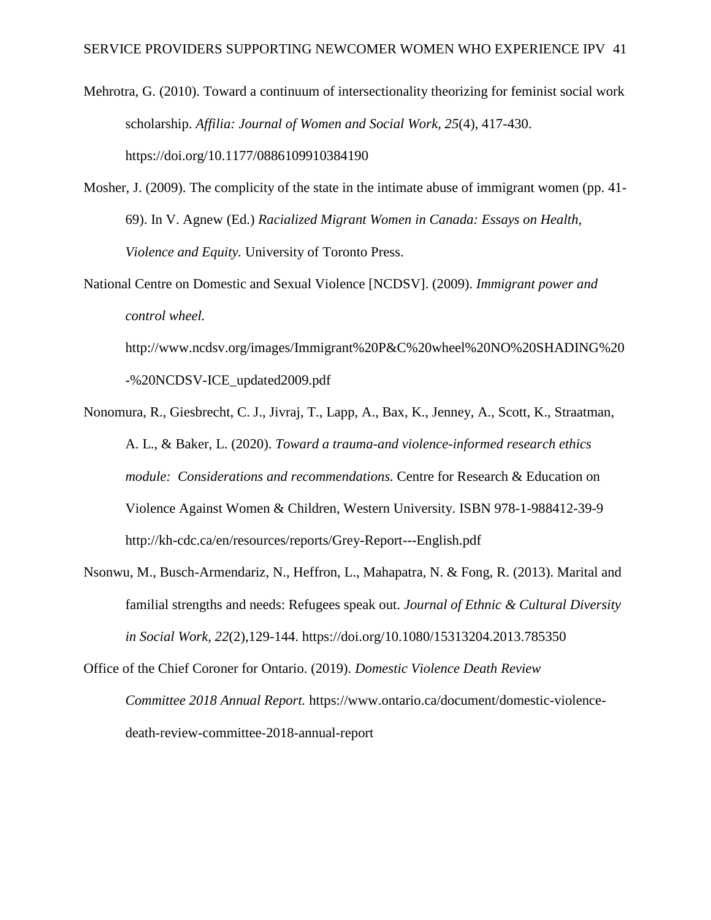Mehrotra, G. (2010). Toward a continuum of intersectionality theorizing for feminist social work scholarship. *Affilia: Journal of Women and Social Work*, *25*(4), 417-430. https://doi.org/10.1177/0886109910384190

Mosher, J. (2009). The complicity of the state in the intimate abuse of immigrant women (pp. 41-69). In V. Agnew (Ed.) *Racialized Migrant Women in Canada: Essays on Health, Violence and Equity.* University of Toronto Press.

National Centre on Domestic and Sexual Violence [NCDSV]. (2009). *Immigrant power and control wheel.* http://www.ncdsv.org/images/Immigrant%20P&C%20wheel%20NO%20SHADING%20-%20NCDSV-ICE_updated2009.pdf

Nonomura, R., Giesbrecht, C. J., Jivraj, T., Lapp, A., Bax, K., Jenney, A., Scott, K., Straatman, A. L., & Baker, L. (2020). *Toward a trauma-and violence-informed research ethics module: Considerations and recommendations.* Centre for Research & Education on Violence Against Women & Children, Western University. ISBN 978-1-988412-39-9 http://kh-cdc.ca/en/resources/reports/Grey-Report---English.pdf

Nsonwu, M., Busch-Armendariz, N., Heffron, L., Mahapatra, N. & Fong, R. (2013). Marital and familial strengths and needs: Refugees speak out. *Journal of Ethnic & Cultural Diversity in Social Work*, *22*(2),129-144. https://doi.org/10.1080/15313204.2013.785350

Office of the Chief Coroner for Ontario. (2019). *Domestic Violence Death Review Committee 2018 Annual Report.* https://www.ontario.ca/document/domestic-violence-death-review-committee-2018-annual-report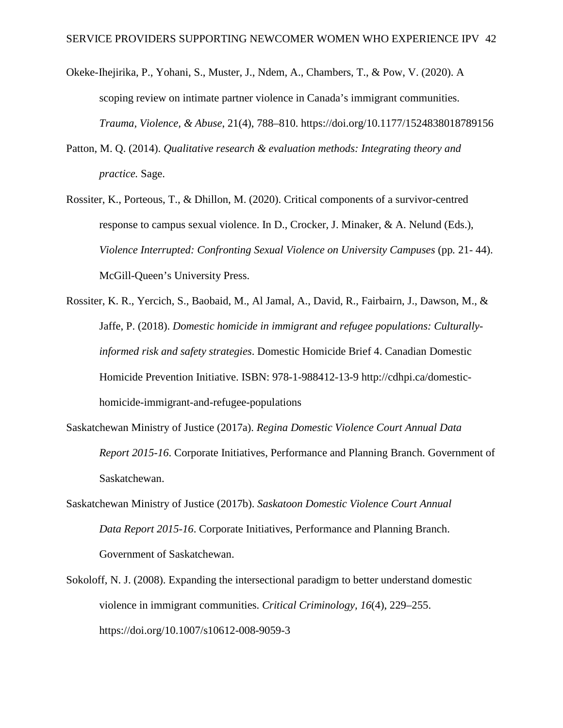Okeke-Ihejirika, P., Yohani, S., Muster, J., Ndem, A., Chambers, T., & Pow, V. (2020). A scoping review on intimate partner violence in Canada's immigrant communities. *Trauma, Violence, & Abuse*, 21(4), 788–810. https://doi.org/10.1177/1524838018789156

Patton, M. Q. (2014). *Qualitative research & evaluation methods: Integrating theory and practice.* Sage.

Rossiter, K., Porteous, T., & Dhillon, M. (2020). Critical components of a survivor-centred response to campus sexual violence. In D., Crocker, J. Minaker, & A. Nelund (Eds.), *Violence Interrupted: Confronting Sexual Violence on University Campuses* (pp. 21- 44). McGill-Queen's University Press.

Rossiter, K. R., Yercich, S., Baobaid, M., Al Jamal, A., David, R., Fairbairn, J., Dawson, M., & Jaffe, P. (2018). *Domestic homicide in immigrant and refugee populations: Culturally-informed risk and safety strategies*. Domestic Homicide Brief 4. Canadian Domestic Homicide Prevention Initiative. ISBN: 978-1-988412-13-9 http://cdhpi.ca/domestic-homicide-immigrant-and-refugee-populations

Saskatchewan Ministry of Justice (2017a). *Regina Domestic Violence Court Annual Data Report 2015-16*. Corporate Initiatives, Performance and Planning Branch. Government of Saskatchewan.

Saskatchewan Ministry of Justice (2017b). *Saskatoon Domestic Violence Court Annual Data Report 2015-16*. Corporate Initiatives, Performance and Planning Branch. Government of Saskatchewan.

Sokoloff, N. J. (2008). Expanding the intersectional paradigm to better understand domestic violence in immigrant communities. *Critical Criminology*, *16*(4), 229–255. https://doi.org/10.1007/s10612-008-9059-3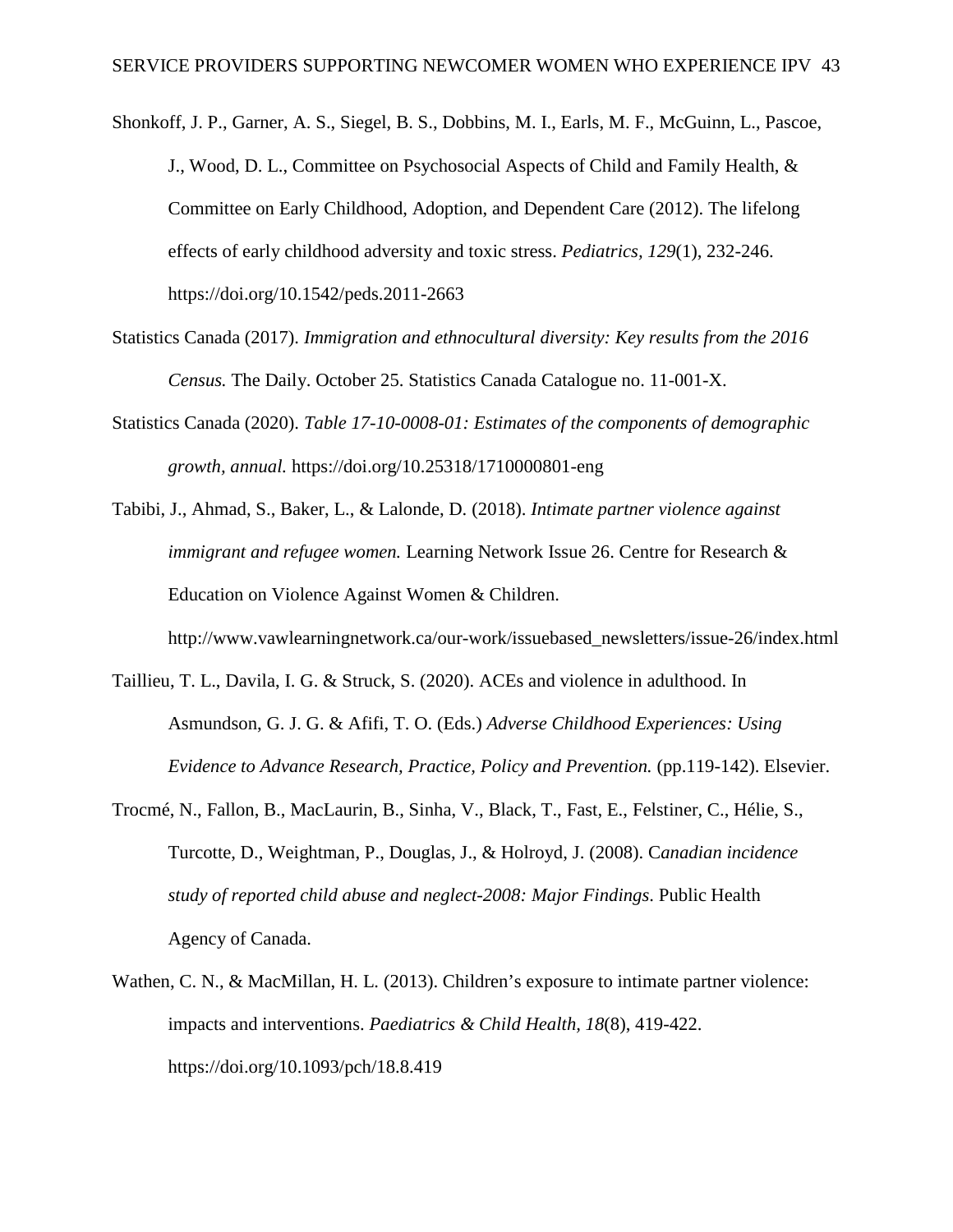Shonkoff, J. P., Garner, A. S., Siegel, B. S., Dobbins, M. I., Earls, M. F., McGuinn, L., Pascoe, J., Wood, D. L., Committee on Psychosocial Aspects of Child and Family Health, & Committee on Early Childhood, Adoption, and Dependent Care (2012). The lifelong effects of early childhood adversity and toxic stress. *Pediatrics, 129*(1), 232-246. https://doi.org/10.1542/peds.2011-2663

Statistics Canada (2017). *Immigration and ethnocultural diversity: Key results from the 2016 Census.* The Daily. October 25. Statistics Canada Catalogue no. 11-001-X.

Statistics Canada (2020). *Table 17-10-0008-01: Estimates of the components of demographic growth, annual.* https://doi.org/10.25318/1710000801-eng

Tabibi, J., Ahmad, S., Baker, L., & Lalonde, D. (2018). *Intimate partner violence against immigrant and refugee women.* Learning Network Issue 26. Centre for Research & Education on Violence Against Women & Children. http://www.vawlearningnetwork.ca/our-work/issuebased_newsletters/issue-26/index.html

Taillieu, T. L., Davila, I. G. & Struck, S. (2020). ACEs and violence in adulthood. In Asmundson, G. J. G. & Afifi, T. O. (Eds.) *Adverse Childhood Experiences: Using Evidence to Advance Research, Practice, Policy and Prevention.* (pp.119-142). Elsevier.

Trocmé, N., Fallon, B., MacLaurin, B., Sinha, V., Black, T., Fast, E., Felstiner, C., Hélie, S., Turcotte, D., Weightman, P., Douglas, J., & Holroyd, J. (2008). C*anadian incidence study of reported child abuse and neglect-2008: Major Findings*. Public Health Agency of Canada.

Wathen, C. N., & MacMillan, H. L. (2013). Children's exposure to intimate partner violence: impacts and interventions. *Paediatrics & Child Health, 18*(8), 419-422. https://doi.org/10.1093/pch/18.8.419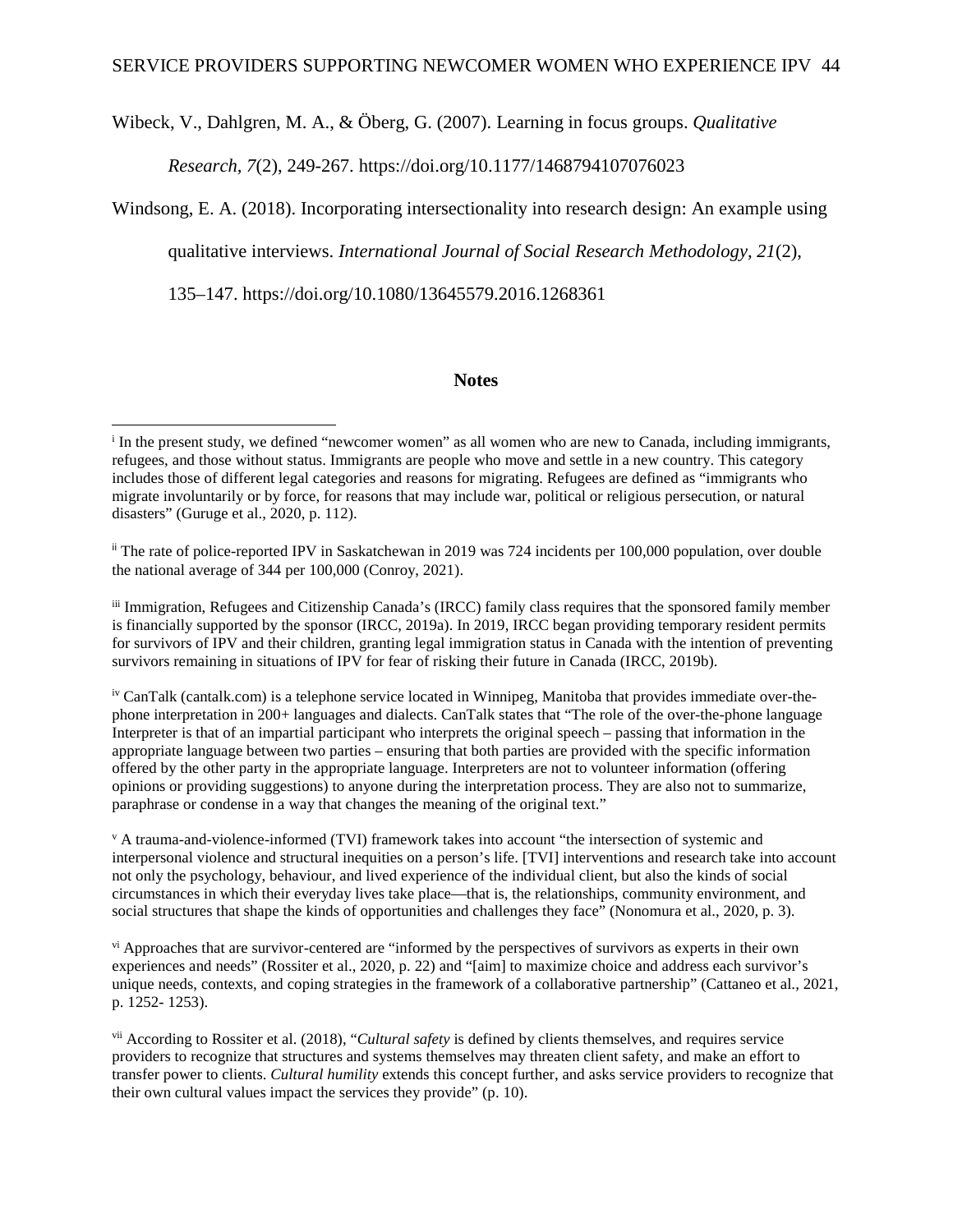Wibeck, V., Dahlgren, M. A., & Öberg, G. (2007). Learning in focus groups. *Qualitative Research, 7*(2), 249-267. https://doi.org/10.1177/1468794107076023

Windsong, E. A. (2018). Incorporating intersectionality into research design: An example using qualitative interviews. *International Journal of Social Research Methodology, 21*(2), 135–147. https://doi.org/10.1080/13645579.2016.1268361

## Notes

[i] In the present study, we defined "newcomer women" as all women who are new to Canada, including immigrants, refugees, and those without status. Immigrants are people who move and settle in a new country. This category includes those of different legal categories and reasons for migrating. Refugees are defined as "immigrants who migrate involuntarily or by force, for reasons that may include war, political or religious persecution, or natural disasters" (Guruge et al., 2020, p. 112).

[ii] The rate of police-reported IPV in Saskatchewan in 2019 was 724 incidents per 100,000 population, over double the national average of 344 per 100,000 (Conroy, 2021).

[iii] Immigration, Refugees and Citizenship Canada's (IRCC) family class requires that the sponsored family member is financially supported by the sponsor (IRCC, 2019a). In 2019, IRCC began providing temporary resident permits for survivors of IPV and their children, granting legal immigration status in Canada with the intention of preventing survivors remaining in situations of IPV for fear of risking their future in Canada (IRCC, 2019b).

[iv] CanTalk (cantalk.com) is a telephone service located in Winnipeg, Manitoba that provides immediate over-the-phone interpretation in 200+ languages and dialects. CanTalk states that "The role of the over-the-phone language Interpreter is that of an impartial participant who interprets the original speech – passing that information in the appropriate language between two parties – ensuring that both parties are provided with the specific information offered by the other party in the appropriate language. Interpreters are not to volunteer information (offering opinions or providing suggestions) to anyone during the interpretation process. They are also not to summarize, paraphrase or condense in a way that changes the meaning of the original text."

[v] A trauma-and-violence-informed (TVI) framework takes into account "the intersection of systemic and interpersonal violence and structural inequities on a person's life. [TVI] interventions and research take into account not only the psychology, behaviour, and lived experience of the individual client, but also the kinds of social circumstances in which their everyday lives take place—that is, the relationships, community environment, and social structures that shape the kinds of opportunities and challenges they face" (Nonomura et al., 2020, p. 3).

[vi] Approaches that are survivor-centered are "informed by the perspectives of survivors as experts in their own experiences and needs" (Rossiter et al., 2020, p. 22) and "[aim] to maximize choice and address each survivor's unique needs, contexts, and coping strategies in the framework of a collaborative partnership" (Cattaneo et al., 2021, p. 1252- 1253).

[vii] According to Rossiter et al. (2018), "*Cultural safety* is defined by clients themselves, and requires service providers to recognize that structures and systems themselves may threaten client safety, and make an effort to transfer power to clients. *Cultural humility* extends this concept further, and asks service providers to recognize that their own cultural values impact the services they provide" (p. 10).